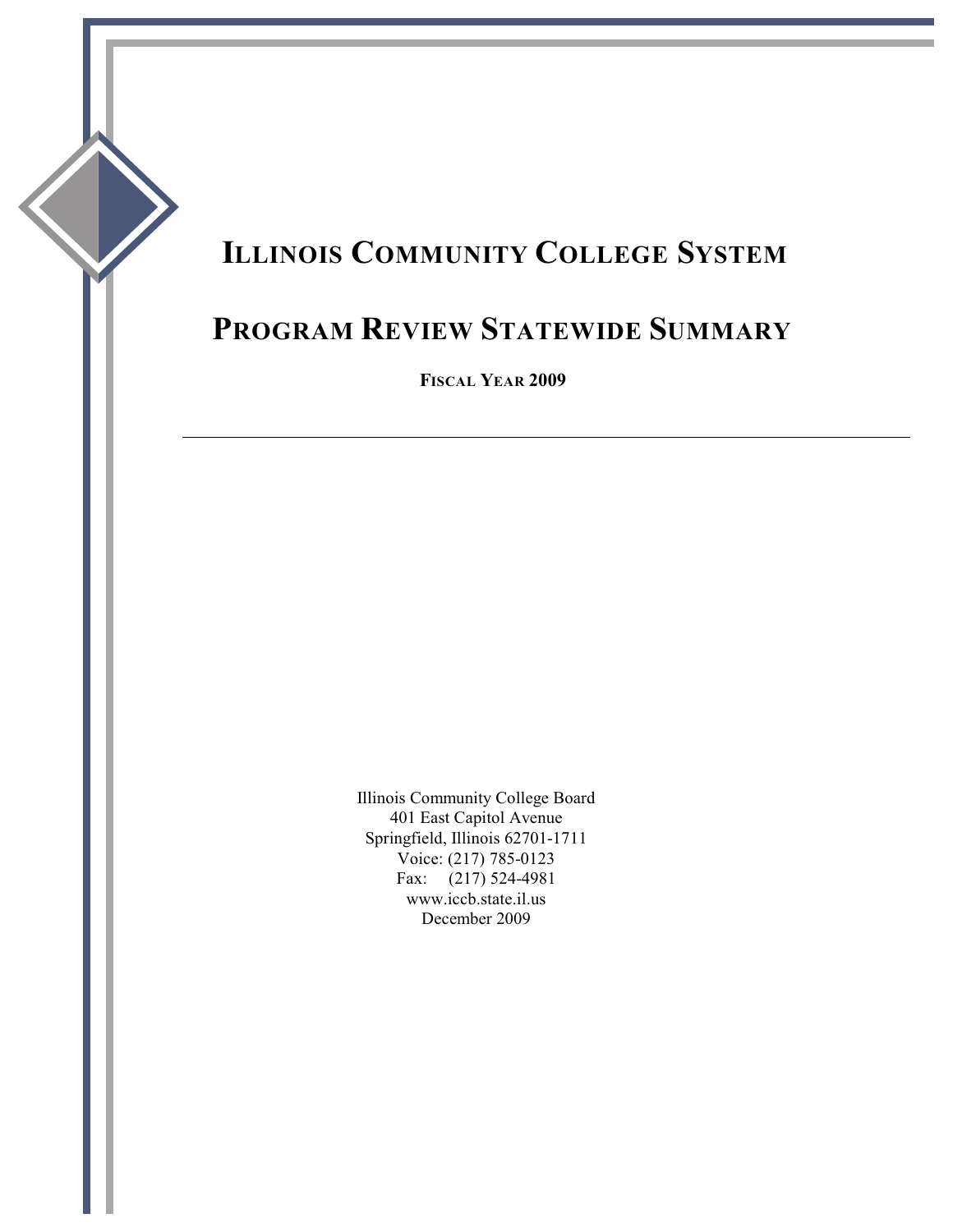# Illinois Community College System

# Program Review Statewide Summary

**Fiscal Year 2009**

---

Illinois Community College Board
401 East Capitol Avenue
Springfield, Illinois 62701-1711
Voice: (217) 785-0123
Fax: (217) 524-4981
www.iccb.state.il.us
December 2009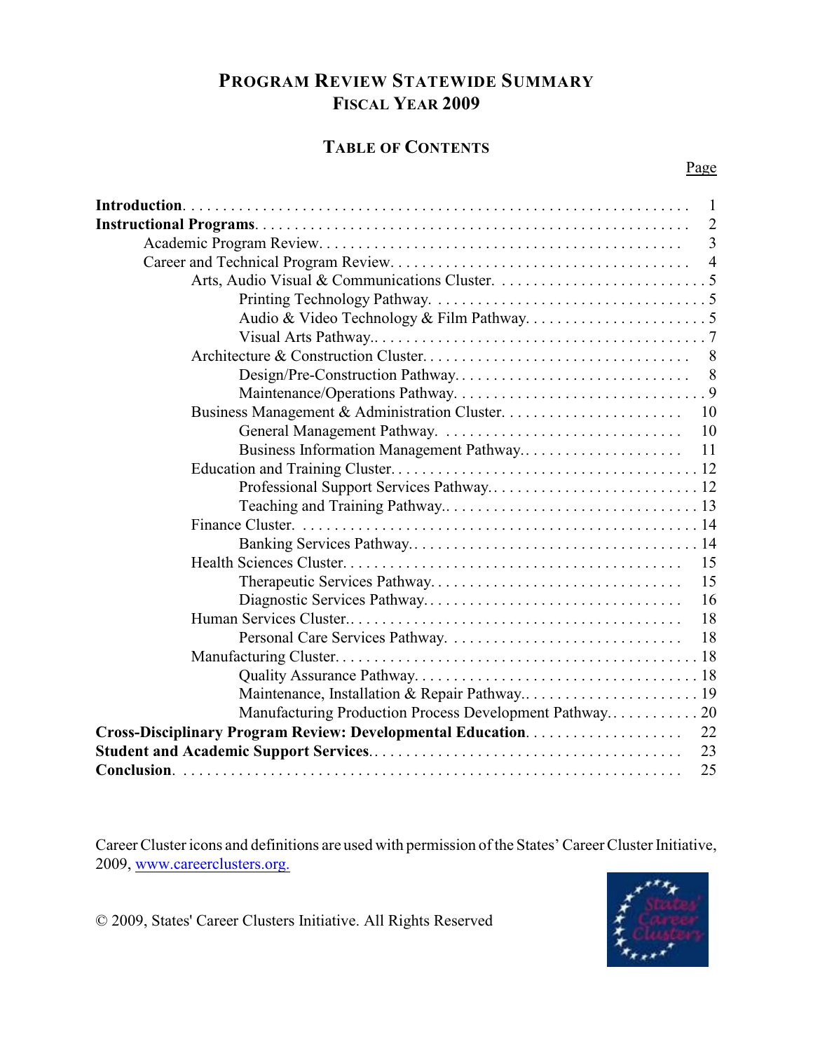# PROGRAM REVIEW STATEWIDE SUMMARY
# FISCAL YEAR 2009

## TABLE OF CONTENTS

| | Page |
|---|---|
| **Introduction** | 1 |
| **Instructional Programs** | 2 |
| Academic Program Review | 3 |
| Career and Technical Program Review | 4 |
| Arts, Audio Visual & Communications Cluster | 5 |
| Printing Technology Pathway | 5 |
| Audio & Video Technology & Film Pathway | 5 |
| Visual Arts Pathway | 7 |
| Architecture & Construction Cluster | 8 |
| Design/Pre-Construction Pathway | 8 |
| Maintenance/Operations Pathway | 9 |
| Business Management & Administration Cluster | 10 |
| General Management Pathway | 10 |
| Business Information Management Pathway | 11 |
| Education and Training Cluster | 12 |
| Professional Support Services Pathway | 12 |
| Teaching and Training Pathway | 13 |
| Finance Cluster | 14 |
| Banking Services Pathway | 14 |
| Health Sciences Cluster | 15 |
| Therapeutic Services Pathway | 15 |
| Diagnostic Services Pathway | 16 |
| Human Services Cluster | 18 |
| Personal Care Services Pathway | 18 |
| Manufacturing Cluster | 18 |
| Quality Assurance Pathway | 18 |
| Maintenance, Installation & Repair Pathway | 19 |
| Manufacturing Production Process Development Pathway | 20 |
| **Cross-Disciplinary Program Review: Developmental Education** | 22 |
| **Student and Academic Support Services** | 23 |
| **Conclusion** | 25 |

Career Cluster icons and definitions are used with permission of the States' Career Cluster Initiative, 2009, www.careerclusters.org.

© 2009, States' Career Clusters Initiative. All Rights Reserved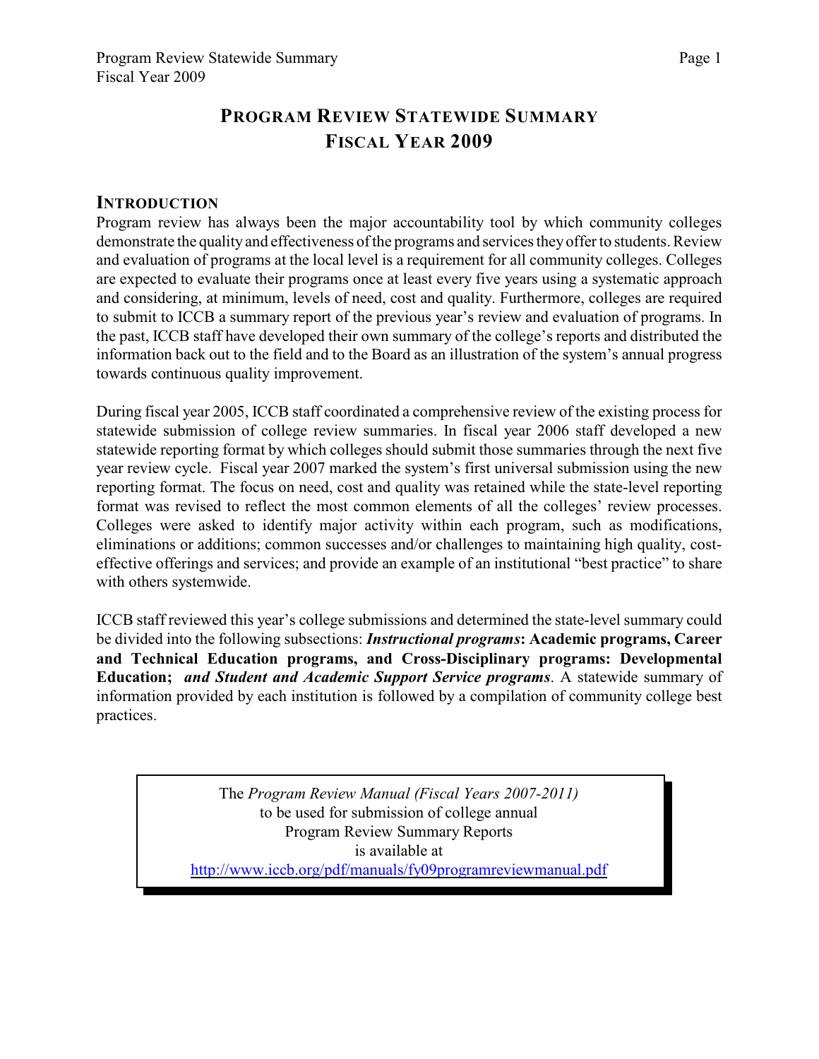# PROGRAM REVIEW STATEWIDE SUMMARY FISCAL YEAR 2009

## INTRODUCTION

Program review has always been the major accountability tool by which community colleges demonstrate the quality and effectiveness of the programs and services they offer to students. Review and evaluation of programs at the local level is a requirement for all community colleges. Colleges are expected to evaluate their programs once at least every five years using a systematic approach and considering, at minimum, levels of need, cost and quality. Furthermore, colleges are required to submit to ICCB a summary report of the previous year's review and evaluation of programs. In the past, ICCB staff have developed their own summary of the college's reports and distributed the information back out to the field and to the Board as an illustration of the system's annual progress towards continuous quality improvement.

During fiscal year 2005, ICCB staff coordinated a comprehensive review of the existing process for statewide submission of college review summaries. In fiscal year 2006 staff developed a new statewide reporting format by which colleges should submit those summaries through the next five year review cycle. Fiscal year 2007 marked the system's first universal submission using the new reporting format. The focus on need, cost and quality was retained while the state-level reporting format was revised to reflect the most common elements of all the colleges' review processes. Colleges were asked to identify major activity within each program, such as modifications, eliminations or additions; common successes and/or challenges to maintaining high quality, cost-effective offerings and services; and provide an example of an institutional "best practice" to share with others systemwide.

ICCB staff reviewed this year's college submissions and determined the state-level summary could be divided into the following subsections: ***Instructional programs*: Academic programs, Career and Technical Education programs, and Cross-Disciplinary programs: Developmental Education;** ***and Student and Academic Support Service programs***. A statewide summary of information provided by each institution is followed by a compilation of community college best practices.

> The *Program Review Manual (Fiscal Years 2007-2011)* to be used for submission of college annual Program Review Summary Reports is available at http://www.iccb.org/pdf/manuals/fy09programreviewmanual.pdf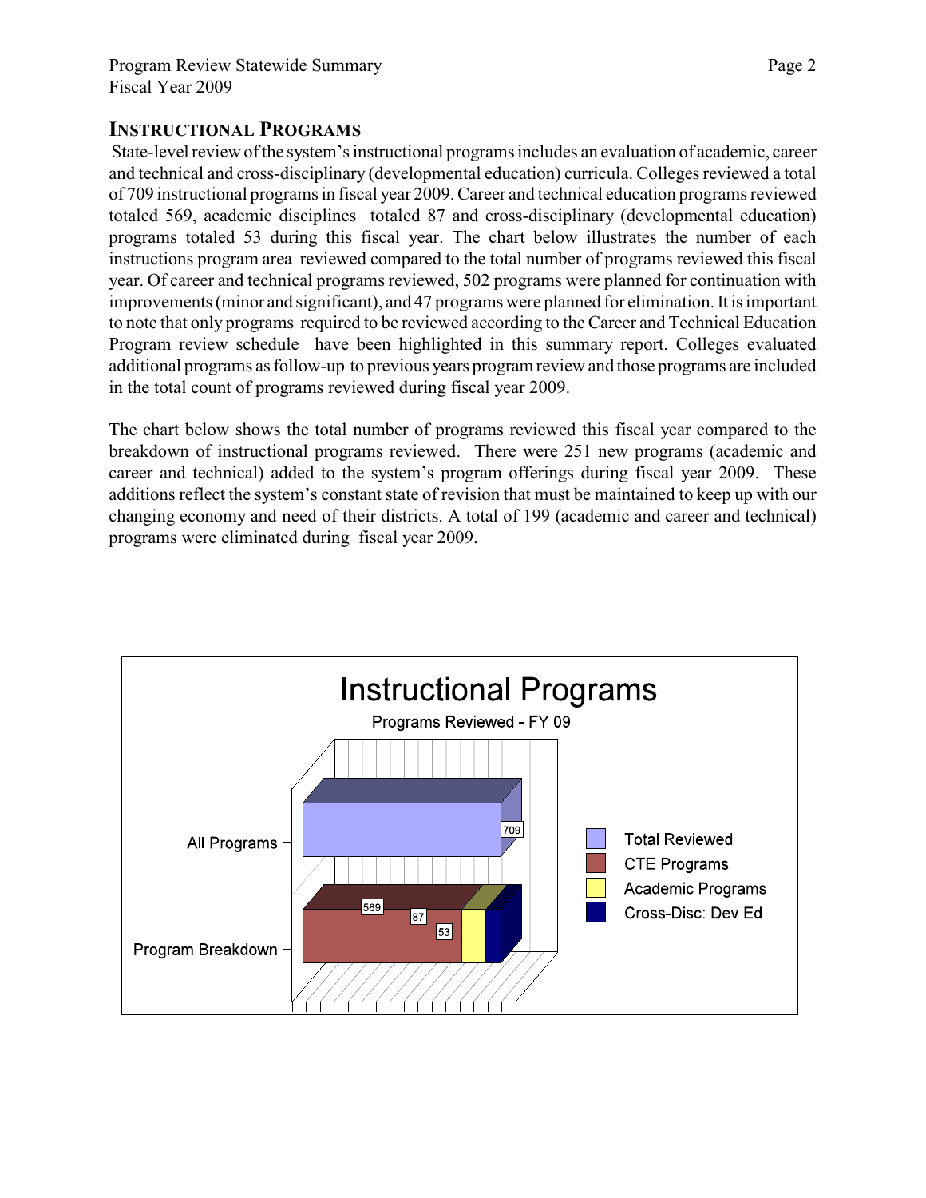## INSTRUCTIONAL PROGRAMS

State-level review of the system's instructional programs includes an evaluation of academic, career and technical and cross-disciplinary (developmental education) curricula. Colleges reviewed a total of 709 instructional programs in fiscal year 2009. Career and technical education programs reviewed totaled 569, academic disciplines totaled 87 and cross-disciplinary (developmental education) programs totaled 53 during this fiscal year. The chart below illustrates the number of each instructions program area reviewed compared to the total number of programs reviewed this fiscal year. Of career and technical programs reviewed, 502 programs were planned for continuation with improvements (minor and significant), and 47 programs were planned for elimination. It is important to note that only programs required to be reviewed according to the Career and Technical Education Program review schedule have been highlighted in this summary report. Colleges evaluated additional programs as follow-up to previous years program review and those programs are included in the total count of programs reviewed during fiscal year 2009.

The chart below shows the total number of programs reviewed this fiscal year compared to the breakdown of instructional programs reviewed. There were 251 new programs (academic and career and technical) added to the system's program offerings during fiscal year 2009. These additions reflect the system's constant state of revision that must be maintained to keep up with our changing economy and need of their districts. A total of 199 (academic and career and technical) programs were eliminated during fiscal year 2009.

**Instructional Programs**

Programs Reviewed - FY 09

| | Total Reviewed | CTE Programs | Academic Programs | Cross-Disc: Dev Ed |
|---|---|---|---|---|
| All Programs | 709 | | | |
| Program Breakdown | | 569 | 87 | 53 |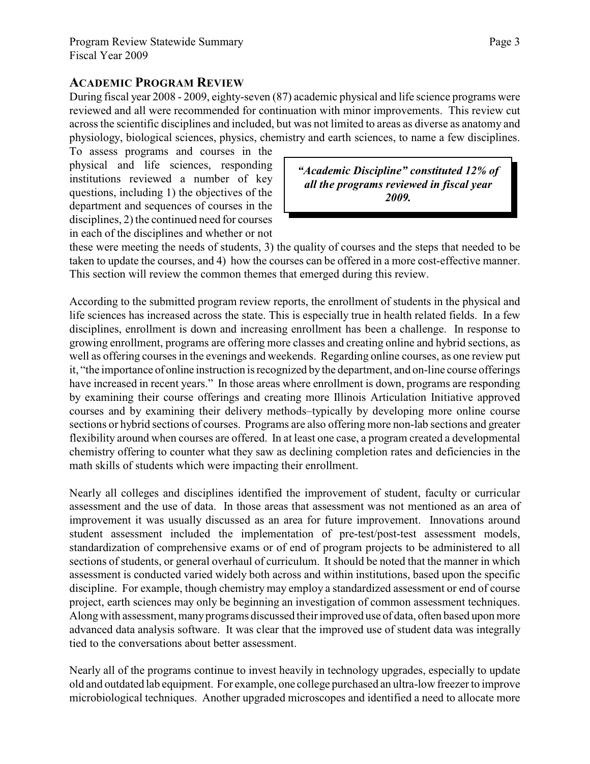## Academic Program Review

During fiscal year 2008 - 2009, eighty-seven (87) academic physical and life science programs were reviewed and all were recommended for continuation with minor improvements. This review cut across the scientific disciplines and included, but was not limited to areas as diverse as anatomy and physiology, biological sciences, physics, chemistry and earth sciences, to name a few disciplines. To assess programs and courses in the physical and life sciences, responding institutions reviewed a number of key questions, including 1) the objectives of the department and sequences of courses in the disciplines, 2) the continued need for courses in each of the disciplines and whether or not these were meeting the needs of students, 3) the quality of courses and the steps that needed to be taken to update the courses, and 4) how the courses can be offered in a more cost-effective manner. This section will review the common themes that emerged during this review.

> ***"Academic Discipline" constituted 12% of all the programs reviewed in fiscal year 2009.***

According to the submitted program review reports, the enrollment of students in the physical and life sciences has increased across the state. This is especially true in health related fields. In a few disciplines, enrollment is down and increasing enrollment has been a challenge. In response to growing enrollment, programs are offering more classes and creating online and hybrid sections, as well as offering courses in the evenings and weekends. Regarding online courses, as one review put it, "the importance of online instruction is recognized by the department, and on-line course offerings have increased in recent years." In those areas where enrollment is down, programs are responding by examining their course offerings and creating more Illinois Articulation Initiative approved courses and by examining their delivery methods–typically by developing more online course sections or hybrid sections of courses. Programs are also offering more non-lab sections and greater flexibility around when courses are offered. In at least one case, a program created a developmental chemistry offering to counter what they saw as declining completion rates and deficiencies in the math skills of students which were impacting their enrollment.

Nearly all colleges and disciplines identified the improvement of student, faculty or curricular assessment and the use of data. In those areas that assessment was not mentioned as an area of improvement it was usually discussed as an area for future improvement. Innovations around student assessment included the implementation of pre-test/post-test assessment models, standardization of comprehensive exams or of end of program projects to be administered to all sections of students, or general overhaul of curriculum. It should be noted that the manner in which assessment is conducted varied widely both across and within institutions, based upon the specific discipline. For example, though chemistry may employ a standardized assessment or end of course project, earth sciences may only be beginning an investigation of common assessment techniques. Along with assessment, many programs discussed their improved use of data, often based upon more advanced data analysis software. It was clear that the improved use of student data was integrally tied to the conversations about better assessment.

Nearly all of the programs continue to invest heavily in technology upgrades, especially to update old and outdated lab equipment. For example, one college purchased an ultra-low freezer to improve microbiological techniques. Another upgraded microscopes and identified a need to allocate more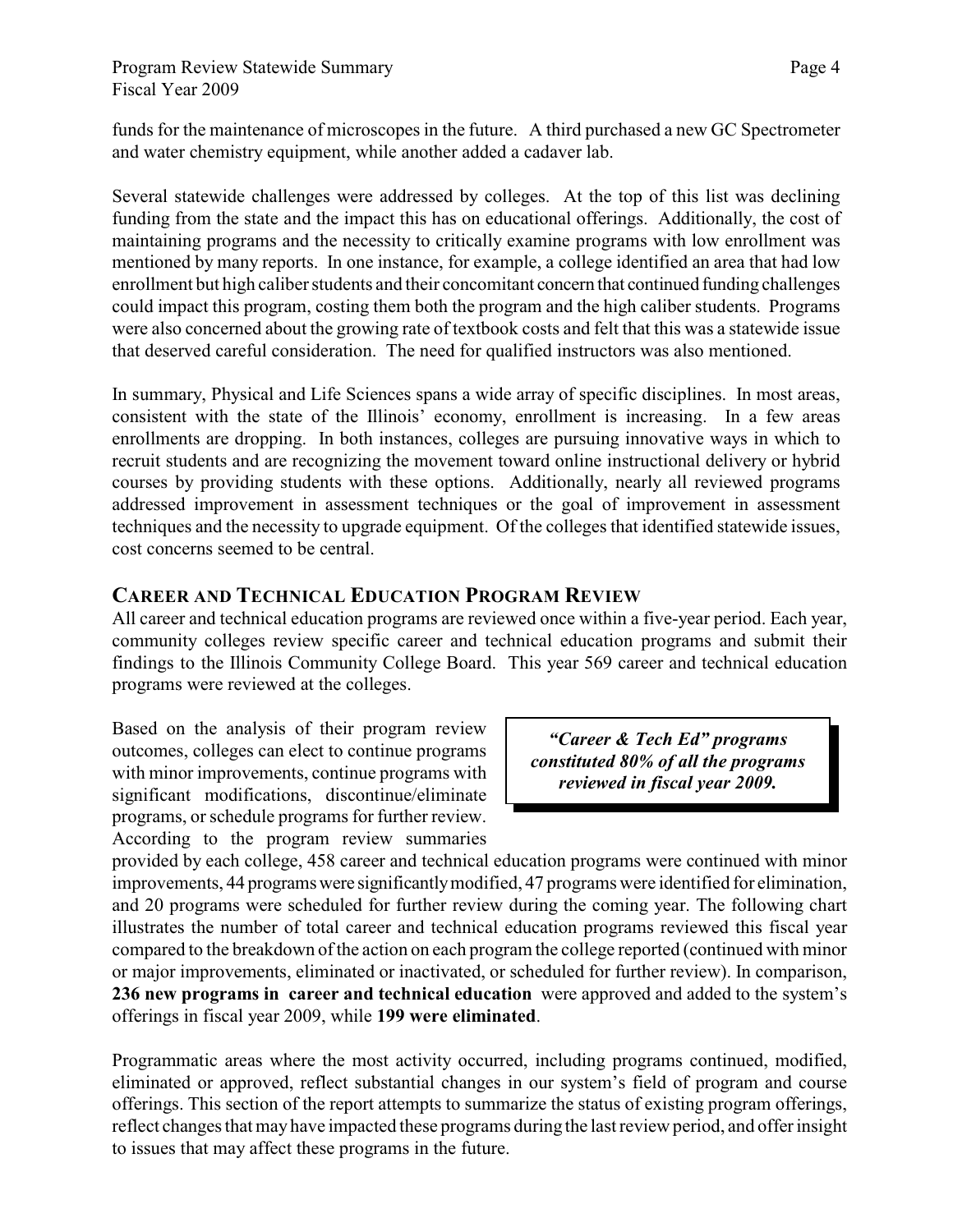funds for the maintenance of microscopes in the future. A third purchased a new GC Spectrometer and water chemistry equipment, while another added a cadaver lab.

Several statewide challenges were addressed by colleges. At the top of this list was declining funding from the state and the impact this has on educational offerings. Additionally, the cost of maintaining programs and the necessity to critically examine programs with low enrollment was mentioned by many reports. In one instance, for example, a college identified an area that had low enrollment but high caliber students and their concomitant concern that continued funding challenges could impact this program, costing them both the program and the high caliber students. Programs were also concerned about the growing rate of textbook costs and felt that this was a statewide issue that deserved careful consideration. The need for qualified instructors was also mentioned.

In summary, Physical and Life Sciences spans a wide array of specific disciplines. In most areas, consistent with the state of the Illinois' economy, enrollment is increasing. In a few areas enrollments are dropping. In both instances, colleges are pursuing innovative ways in which to recruit students and are recognizing the movement toward online instructional delivery or hybrid courses by providing students with these options. Additionally, nearly all reviewed programs addressed improvement in assessment techniques or the goal of improvement in assessment techniques and the necessity to upgrade equipment. Of the colleges that identified statewide issues, cost concerns seemed to be central.

## Career and Technical Education Program Review

All career and technical education programs are reviewed once within a five-year period. Each year, community colleges review specific career and technical education programs and submit their findings to the Illinois Community College Board. This year 569 career and technical education programs were reviewed at the colleges.

> ***"Career & Tech Ed" programs constituted 80% of all the programs reviewed in fiscal year 2009.***

Based on the analysis of their program review outcomes, colleges can elect to continue programs with minor improvements, continue programs with significant modifications, discontinue/eliminate programs, or schedule programs for further review. According to the program review summaries provided by each college, 458 career and technical education programs were continued with minor improvements, 44 programs were significantly modified, 47 programs were identified for elimination, and 20 programs were scheduled for further review during the coming year. The following chart illustrates the number of total career and technical education programs reviewed this fiscal year compared to the breakdown of the action on each program the college reported (continued with minor or major improvements, eliminated or inactivated, or scheduled for further review). In comparison, **236 new programs in career and technical education** were approved and added to the system's offerings in fiscal year 2009, while **199 were eliminated**.

Programmatic areas where the most activity occurred, including programs continued, modified, eliminated or approved, reflect substantial changes in our system's field of program and course offerings. This section of the report attempts to summarize the status of existing program offerings, reflect changes that may have impacted these programs during the last review period, and offer insight to issues that may affect these programs in the future.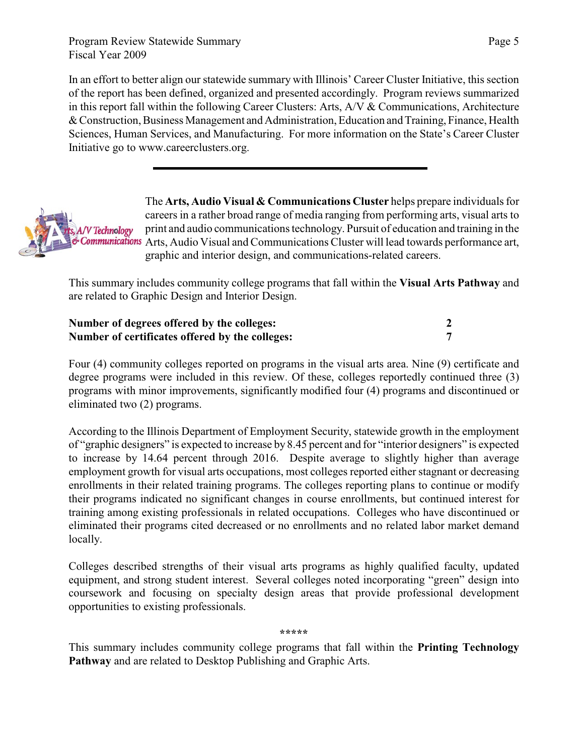In an effort to better align our statewide summary with Illinois' Career Cluster Initiative, this section of the report has been defined, organized and presented accordingly. Program reviews summarized in this report fall within the following Career Clusters: Arts, A/V & Communications, Architecture & Construction, Business Management and Administration, Education and Training, Finance, Health Sciences, Human Services, and Manufacturing. For more information on the State's Career Cluster Initiative go to www.careerclusters.org.

---

The **Arts, Audio Visual & Communications Cluster** helps prepare individuals for careers in a rather broad range of media ranging from performing arts, visual arts to print and audio communications technology. Pursuit of education and training in the Arts, Audio Visual and Communications Cluster will lead towards performance art, graphic and interior design, and communications-related careers.

This summary includes community college programs that fall within the **Visual Arts Pathway** and are related to Graphic Design and Interior Design.

| | |
|---|---|
| **Number of degrees offered by the colleges:** | **2** |
| **Number of certificates offered by the colleges:** | **7** |

Four (4) community colleges reported on programs in the visual arts area. Nine (9) certificate and degree programs were included in this review. Of these, colleges reportedly continued three (3) programs with minor improvements, significantly modified four (4) programs and discontinued or eliminated two (2) programs.

According to the Illinois Department of Employment Security, statewide growth in the employment of "graphic designers" is expected to increase by 8.45 percent and for "interior designers" is expected to increase by 14.64 percent through 2016. Despite average to slightly higher than average employment growth for visual arts occupations, most colleges reported either stagnant or decreasing enrollments in their related training programs. The colleges reporting plans to continue or modify their programs indicated no significant changes in course enrollments, but continued interest for training among existing professionals in related occupations. Colleges who have discontinued or eliminated their programs cited decreased or no enrollments and no related labor market demand locally.

Colleges described strengths of their visual arts programs as highly qualified faculty, updated equipment, and strong student interest. Several colleges noted incorporating "green" design into coursework and focusing on specialty design areas that provide professional development opportunities to existing professionals.

*****

This summary includes community college programs that fall within the **Printing Technology Pathway** and are related to Desktop Publishing and Graphic Arts.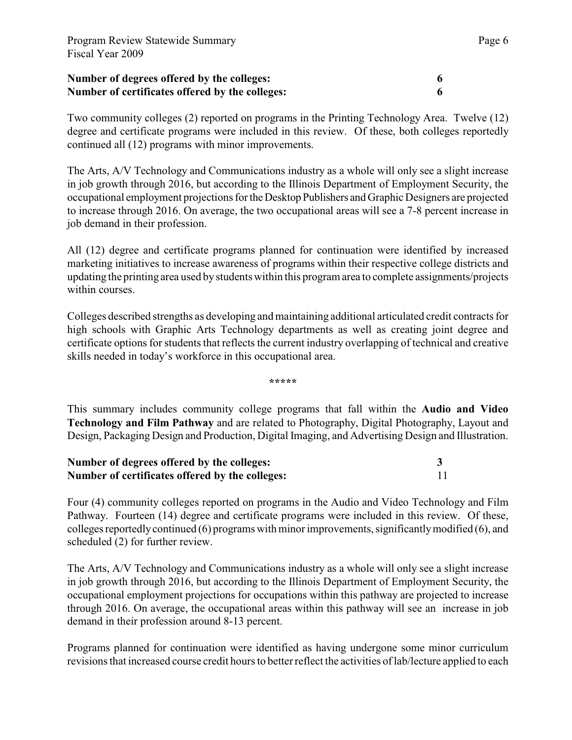**Number of degrees offered by the colleges: 6**
**Number of certificates offered by the colleges: 6**

Two community colleges (2) reported on programs in the Printing Technology Area. Twelve (12) degree and certificate programs were included in this review. Of these, both colleges reportedly continued all (12) programs with minor improvements.

The Arts, A/V Technology and Communications industry as a whole will only see a slight increase in job growth through 2016, but according to the Illinois Department of Employment Security, the occupational employment projections for the Desktop Publishers and Graphic Designers are projected to increase through 2016. On average, the two occupational areas will see a 7-8 percent increase in job demand in their profession.

All (12) degree and certificate programs planned for continuation were identified by increased marketing initiatives to increase awareness of programs within their respective college districts and updating the printing area used by students within this program area to complete assignments/projects within courses.

Colleges described strengths as developing and maintaining additional articulated credit contracts for high schools with Graphic Arts Technology departments as well as creating joint degree and certificate options for students that reflects the current industry overlapping of technical and creative skills needed in today's workforce in this occupational area.

*****

This summary includes community college programs that fall within the **Audio and Video Technology and Film Pathway** and are related to Photography, Digital Photography, Layout and Design, Packaging Design and Production, Digital Imaging, and Advertising Design and Illustration.

**Number of degrees offered by the colleges: 3**
**Number of certificates offered by the colleges:** 11

Four (4) community colleges reported on programs in the Audio and Video Technology and Film Pathway. Fourteen (14) degree and certificate programs were included in this review. Of these, colleges reportedly continued (6) programs with minor improvements, significantly modified (6), and scheduled (2) for further review.

The Arts, A/V Technology and Communications industry as a whole will only see a slight increase in job growth through 2016, but according to the Illinois Department of Employment Security, the occupational employment projections for occupations within this pathway are projected to increase through 2016. On average, the occupational areas within this pathway will see an increase in job demand in their profession around 8-13 percent.

Programs planned for continuation were identified as having undergone some minor curriculum revisions that increased course credit hours to better reflect the activities of lab/lecture applied to each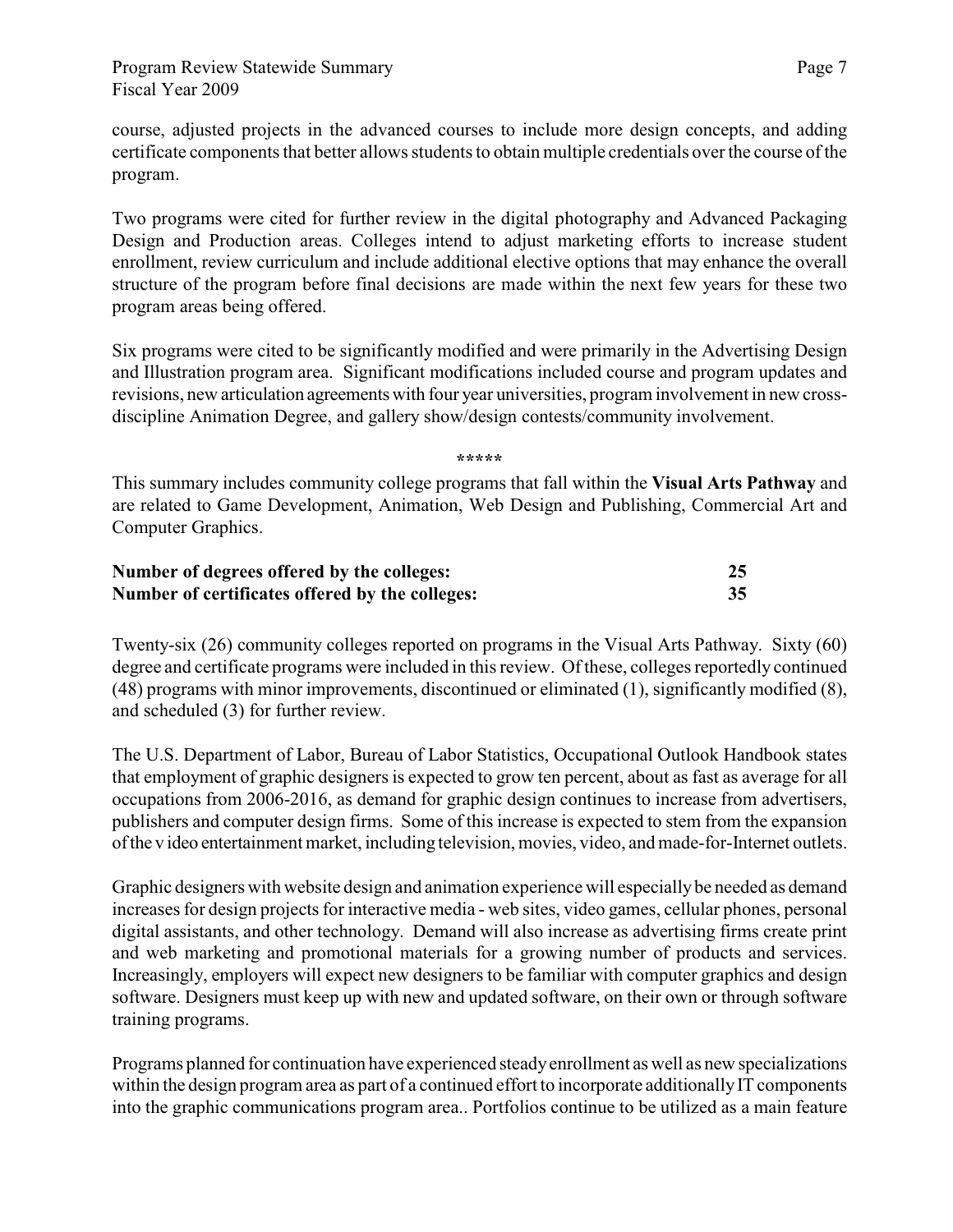course, adjusted projects in the advanced courses to include more design concepts, and adding certificate components that better allows students to obtain multiple credentials over the course of the program.

Two programs were cited for further review in the digital photography and Advanced Packaging Design and Production areas. Colleges intend to adjust marketing efforts to increase student enrollment, review curriculum and include additional elective options that may enhance the overall structure of the program before final decisions are made within the next few years for these two program areas being offered.

Six programs were cited to be significantly modified and were primarily in the Advertising Design and Illustration program area. Significant modifications included course and program updates and revisions, new articulation agreements with four year universities, program involvement in new cross-discipline Animation Degree, and gallery show/design contests/community involvement.

\*\*\*\*\*

This summary includes community college programs that fall within the **Visual Arts Pathway** and are related to Game Development, Animation, Web Design and Publishing, Commercial Art and Computer Graphics.

| | |
|---|---|
| **Number of degrees offered by the colleges:** | **25** |
| **Number of certificates offered by the colleges:** | **35** |

Twenty-six (26) community colleges reported on programs in the Visual Arts Pathway. Sixty (60) degree and certificate programs were included in this review. Of these, colleges reportedly continued (48) programs with minor improvements, discontinued or eliminated (1), significantly modified (8), and scheduled (3) for further review.

The U.S. Department of Labor, Bureau of Labor Statistics, Occupational Outlook Handbook states that employment of graphic designers is expected to grow ten percent, about as fast as average for all occupations from 2006-2016, as demand for graphic design continues to increase from advertisers, publishers and computer design firms. Some of this increase is expected to stem from the expansion of the v ideo entertainment market, including television, movies, video, and made-for-Internet outlets.

Graphic designers with website design and animation experience will especially be needed as demand increases for design projects for interactive media - web sites, video games, cellular phones, personal digital assistants, and other technology. Demand will also increase as advertising firms create print and web marketing and promotional materials for a growing number of products and services. Increasingly, employers will expect new designers to be familiar with computer graphics and design software. Designers must keep up with new and updated software, on their own or through software training programs.

Programs planned for continuation have experienced steady enrollment as well as new specializations within the design program area as part of a continued effort to incorporate additionally IT components into the graphic communications program area.. Portfolios continue to be utilized as a main feature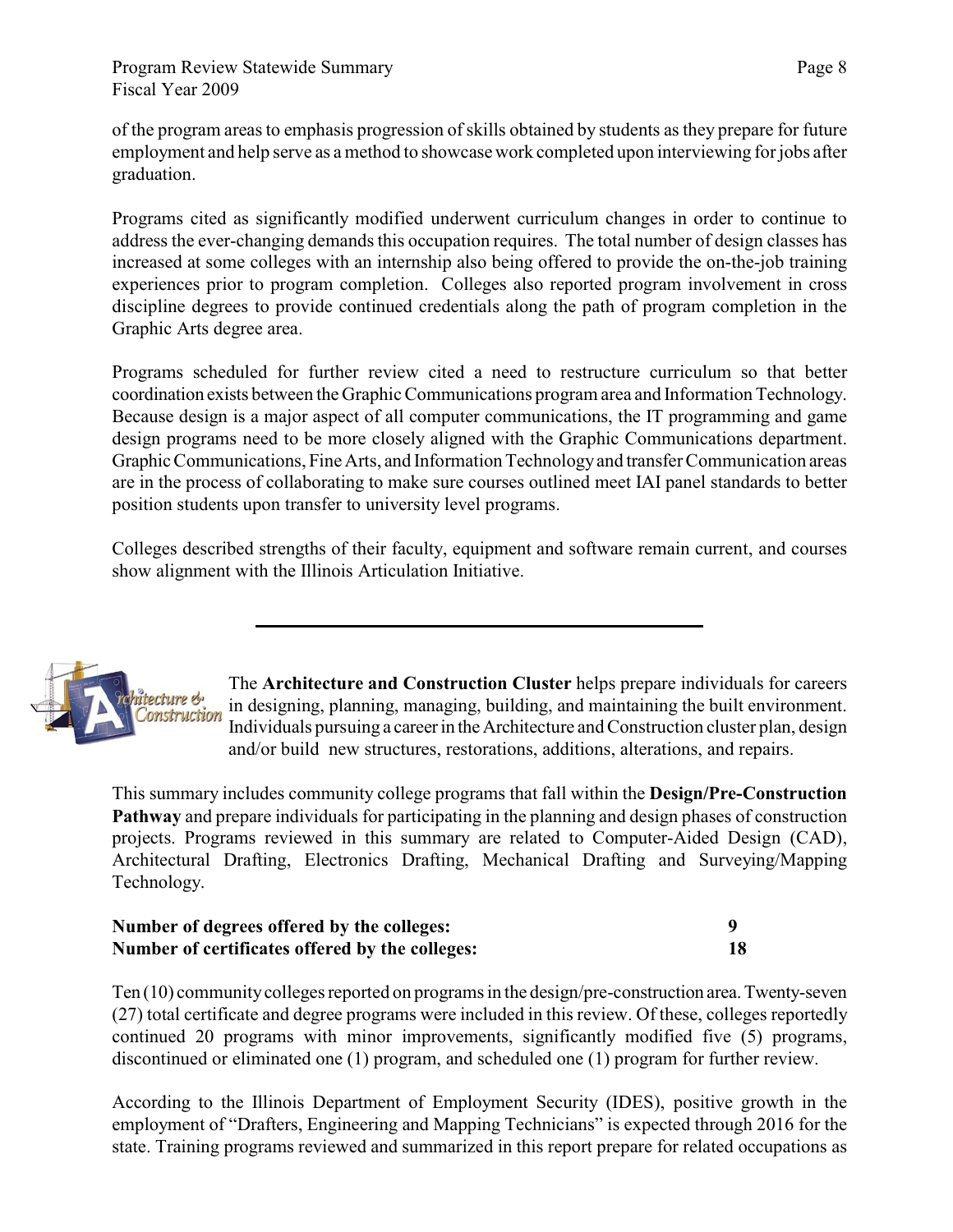of the program areas to emphasis progression of skills obtained by students as they prepare for future employment and help serve as a method to showcase work completed upon interviewing for jobs after graduation.

Programs cited as significantly modified underwent curriculum changes in order to continue to address the ever-changing demands this occupation requires. The total number of design classes has increased at some colleges with an internship also being offered to provide the on-the-job training experiences prior to program completion. Colleges also reported program involvement in cross discipline degrees to provide continued credentials along the path of program completion in the Graphic Arts degree area.

Programs scheduled for further review cited a need to restructure curriculum so that better coordination exists between the Graphic Communications program area and Information Technology. Because design is a major aspect of all computer communications, the IT programming and game design programs need to be more closely aligned with the Graphic Communications department. Graphic Communications, Fine Arts, and Information Technology and transfer Communication areas are in the process of collaborating to make sure courses outlined meet IAI panel standards to better position students upon transfer to university level programs.

Colleges described strengths of their faculty, equipment and software remain current, and courses show alignment with the Illinois Articulation Initiative.

---

The **Architecture and Construction Cluster** helps prepare individuals for careers in designing, planning, managing, building, and maintaining the built environment. Individuals pursuing a career in the Architecture and Construction cluster plan, design and/or build new structures, restorations, additions, alterations, and repairs.

This summary includes community college programs that fall within the **Design/Pre-Construction Pathway** and prepare individuals for participating in the planning and design phases of construction projects. Programs reviewed in this summary are related to Computer-Aided Design (CAD), Architectural Drafting, Electronics Drafting, Mechanical Drafting and Surveying/Mapping Technology.

**Number of degrees offered by the colleges: 9**
**Number of certificates offered by the colleges: 18**

Ten (10) community colleges reported on programs in the design/pre-construction area. Twenty-seven (27) total certificate and degree programs were included in this review. Of these, colleges reportedly continued 20 programs with minor improvements, significantly modified five (5) programs, discontinued or eliminated one (1) program, and scheduled one (1) program for further review.

According to the Illinois Department of Employment Security (IDES), positive growth in the employment of "Drafters, Engineering and Mapping Technicians" is expected through 2016 for the state. Training programs reviewed and summarized in this report prepare for related occupations as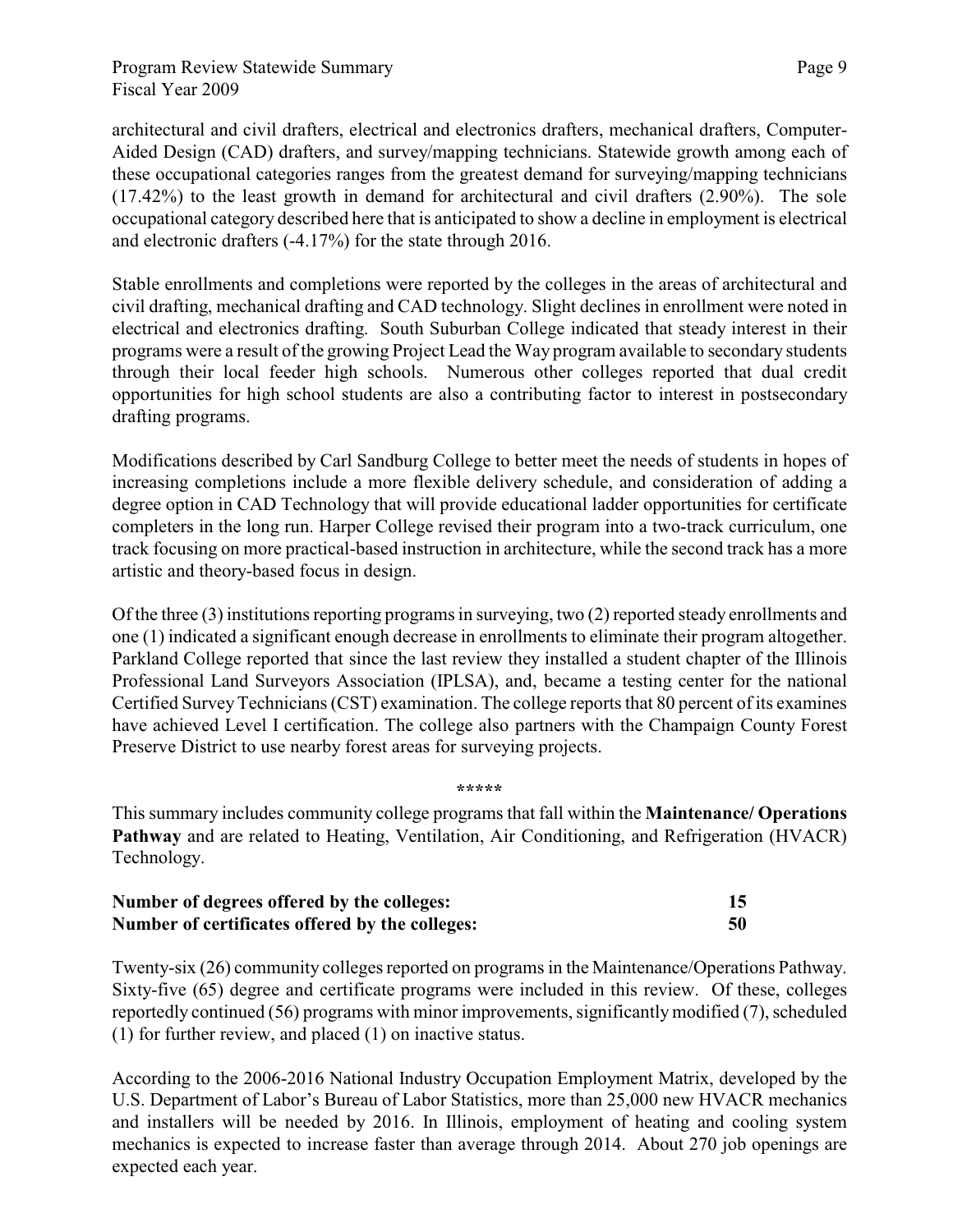architectural and civil drafters, electrical and electronics drafters, mechanical drafters, Computer-Aided Design (CAD) drafters, and survey/mapping technicians. Statewide growth among each of these occupational categories ranges from the greatest demand for surveying/mapping technicians (17.42%) to the least growth in demand for architectural and civil drafters (2.90%). The sole occupational category described here that is anticipated to show a decline in employment is electrical and electronic drafters (-4.17%) for the state through 2016.

Stable enrollments and completions were reported by the colleges in the areas of architectural and civil drafting, mechanical drafting and CAD technology. Slight declines in enrollment were noted in electrical and electronics drafting. South Suburban College indicated that steady interest in their programs were a result of the growing Project Lead the Way program available to secondary students through their local feeder high schools. Numerous other colleges reported that dual credit opportunities for high school students are also a contributing factor to interest in postsecondary drafting programs.

Modifications described by Carl Sandburg College to better meet the needs of students in hopes of increasing completions include a more flexible delivery schedule, and consideration of adding a degree option in CAD Technology that will provide educational ladder opportunities for certificate completers in the long run. Harper College revised their program into a two-track curriculum, one track focusing on more practical-based instruction in architecture, while the second track has a more artistic and theory-based focus in design.

Of the three (3) institutions reporting programs in surveying, two (2) reported steady enrollments and one (1) indicated a significant enough decrease in enrollments to eliminate their program altogether. Parkland College reported that since the last review they installed a student chapter of the Illinois Professional Land Surveyors Association (IPLSA), and, became a testing center for the national Certified Survey Technicians (CST) examination. The college reports that 80 percent of its examines have achieved Level I certification. The college also partners with the Champaign County Forest Preserve District to use nearby forest areas for surveying projects.

*****

This summary includes community college programs that fall within the **Maintenance/ Operations Pathway** and are related to Heating, Ventilation, Air Conditioning, and Refrigeration (HVACR) Technology.

| **Number of degrees offered by the colleges:** | **15** |
|---|---|
| **Number of certificates offered by the colleges:** | **50** |

Twenty-six (26) community colleges reported on programs in the Maintenance/Operations Pathway. Sixty-five (65) degree and certificate programs were included in this review. Of these, colleges reportedly continued (56) programs with minor improvements, significantly modified (7), scheduled (1) for further review, and placed (1) on inactive status.

According to the 2006-2016 National Industry Occupation Employment Matrix, developed by the U.S. Department of Labor's Bureau of Labor Statistics, more than 25,000 new HVACR mechanics and installers will be needed by 2016. In Illinois, employment of heating and cooling system mechanics is expected to increase faster than average through 2014. About 270 job openings are expected each year.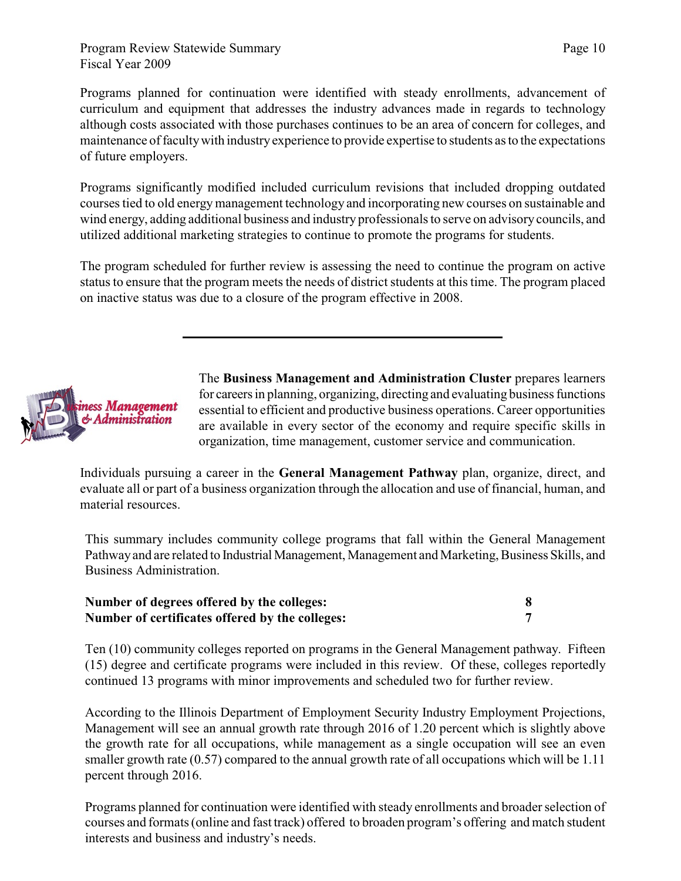Programs planned for continuation were identified with steady enrollments, advancement of curriculum and equipment that addresses the industry advances made in regards to technology although costs associated with those purchases continues to be an area of concern for colleges, and maintenance of faculty with industry experience to provide expertise to students as to the expectations of future employers.

Programs significantly modified included curriculum revisions that included dropping outdated courses tied to old energy management technology and incorporating new courses on sustainable and wind energy, adding additional business and industry professionals to serve on advisory councils, and utilized additional marketing strategies to continue to promote the programs for students.

The program scheduled for further review is assessing the need to continue the program on active status to ensure that the program meets the needs of district students at this time. The program placed on inactive status was due to a closure of the program effective in 2008.

---

The **Business Management and Administration Cluster** prepares learners for careers in planning, organizing, directing and evaluating business functions essential to efficient and productive business operations. Career opportunities are available in every sector of the economy and require specific skills in organization, time management, customer service and communication.

Individuals pursuing a career in the **General Management Pathway** plan, organize, direct, and evaluate all or part of a business organization through the allocation and use of financial, human, and material resources.

This summary includes community college programs that fall within the General Management Pathway and are related to Industrial Management, Management and Marketing, Business Skills, and Business Administration.

**Number of degrees offered by the colleges: 8**
**Number of certificates offered by the colleges: 7**

Ten (10) community colleges reported on programs in the General Management pathway. Fifteen (15) degree and certificate programs were included in this review. Of these, colleges reportedly continued 13 programs with minor improvements and scheduled two for further review.

According to the Illinois Department of Employment Security Industry Employment Projections, Management will see an annual growth rate through 2016 of 1.20 percent which is slightly above the growth rate for all occupations, while management as a single occupation will see an even smaller growth rate (0.57) compared to the annual growth rate of all occupations which will be 1.11 percent through 2016.

Programs planned for continuation were identified with steady enrollments and broader selection of courses and formats (online and fast track) offered to broaden program's offering and match student interests and business and industry's needs.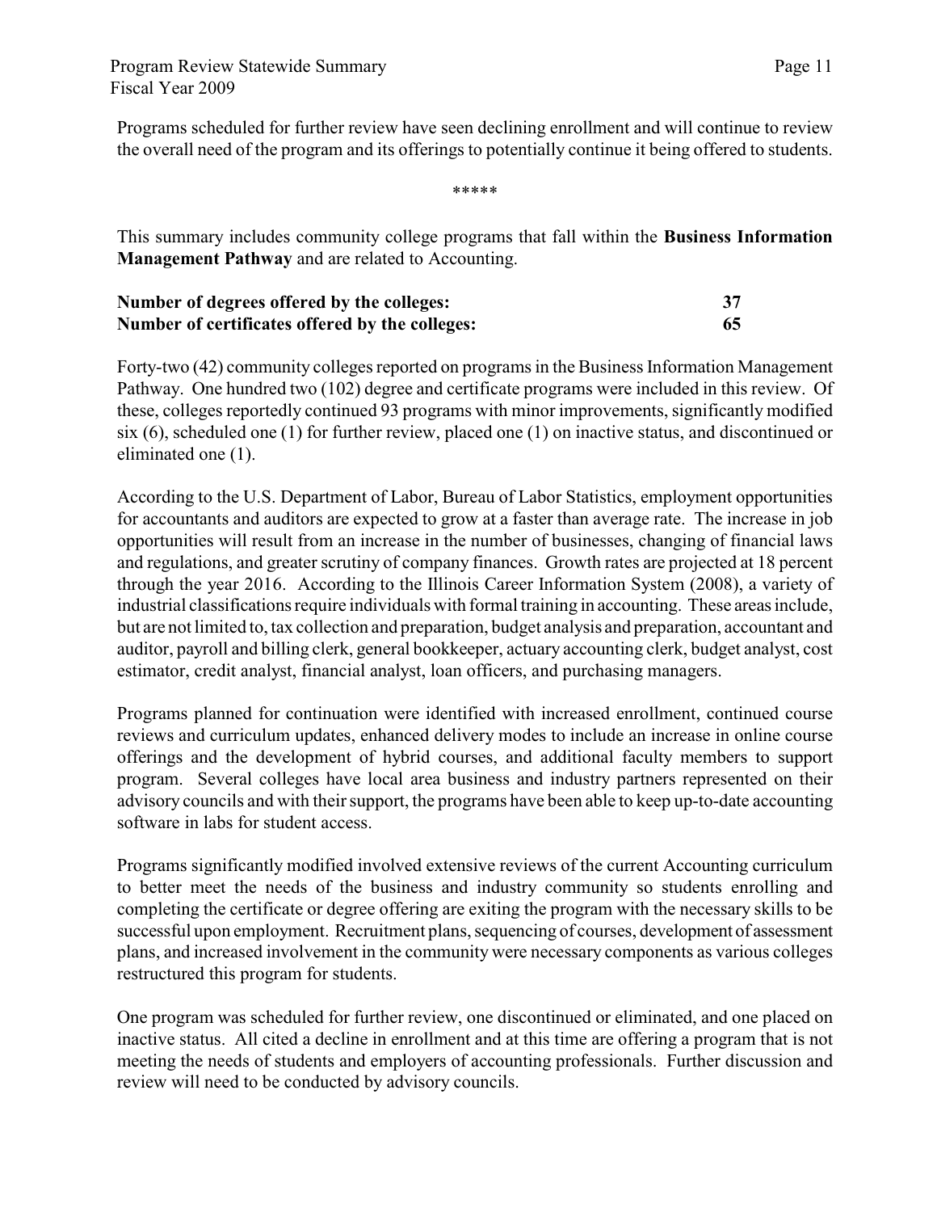Programs scheduled for further review have seen declining enrollment and will continue to review the overall need of the program and its offerings to potentially continue it being offered to students.

*****

This summary includes community college programs that fall within the **Business Information Management Pathway** and are related to Accounting.

| | |
|---|---|
| **Number of degrees offered by the colleges:** | **37** |
| **Number of certificates offered by the colleges:** | **65** |

Forty-two (42) community colleges reported on programs in the Business Information Management Pathway. One hundred two (102) degree and certificate programs were included in this review. Of these, colleges reportedly continued 93 programs with minor improvements, significantly modified six (6), scheduled one (1) for further review, placed one (1) on inactive status, and discontinued or eliminated one (1).

According to the U.S. Department of Labor, Bureau of Labor Statistics, employment opportunities for accountants and auditors are expected to grow at a faster than average rate. The increase in job opportunities will result from an increase in the number of businesses, changing of financial laws and regulations, and greater scrutiny of company finances. Growth rates are projected at 18 percent through the year 2016. According to the Illinois Career Information System (2008), a variety of industrial classifications require individuals with formal training in accounting. These areas include, but are not limited to, tax collection and preparation, budget analysis and preparation, accountant and auditor, payroll and billing clerk, general bookkeeper, actuary accounting clerk, budget analyst, cost estimator, credit analyst, financial analyst, loan officers, and purchasing managers.

Programs planned for continuation were identified with increased enrollment, continued course reviews and curriculum updates, enhanced delivery modes to include an increase in online course offerings and the development of hybrid courses, and additional faculty members to support program. Several colleges have local area business and industry partners represented on their advisory councils and with their support, the programs have been able to keep up-to-date accounting software in labs for student access.

Programs significantly modified involved extensive reviews of the current Accounting curriculum to better meet the needs of the business and industry community so students enrolling and completing the certificate or degree offering are exiting the program with the necessary skills to be successful upon employment. Recruitment plans, sequencing of courses, development of assessment plans, and increased involvement in the community were necessary components as various colleges restructured this program for students.

One program was scheduled for further review, one discontinued or eliminated, and one placed on inactive status. All cited a decline in enrollment and at this time are offering a program that is not meeting the needs of students and employers of accounting professionals. Further discussion and review will need to be conducted by advisory councils.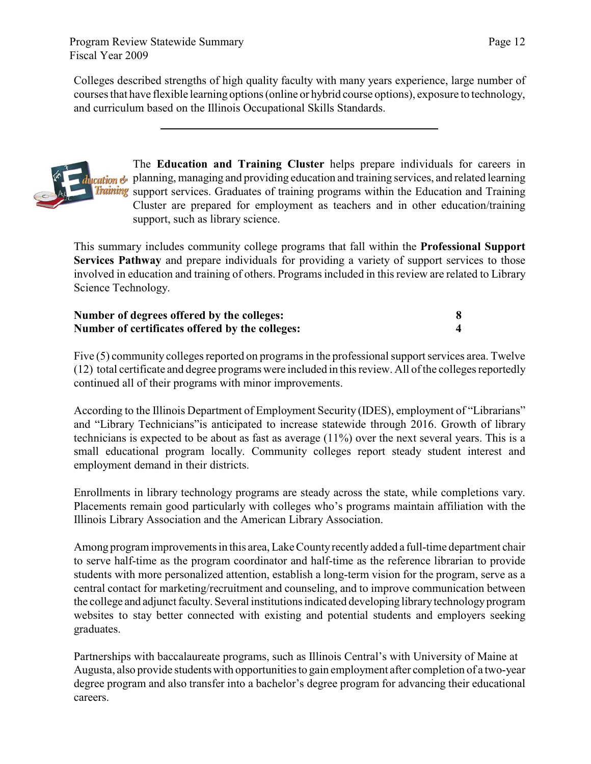Colleges described strengths of high quality faculty with many years experience, large number of courses that have flexible learning options (online or hybrid course options), exposure to technology, and curriculum based on the Illinois Occupational Skills Standards.

---

The **Education and Training Cluster** helps prepare individuals for careers in planning, managing and providing education and training services, and related learning support services. Graduates of training programs within the Education and Training Cluster are prepared for employment as teachers and in other education/training support, such as library science.

This summary includes community college programs that fall within the **Professional Support Services Pathway** and prepare individuals for providing a variety of support services to those involved in education and training of others. Programs included in this review are related to Library Science Technology.

**Number of degrees offered by the colleges: 8**
**Number of certificates offered by the colleges: 4**

Five (5) community colleges reported on programs in the professional support services area. Twelve (12) total certificate and degree programs were included in this review. All of the colleges reportedly continued all of their programs with minor improvements.

According to the Illinois Department of Employment Security (IDES), employment of "Librarians" and "Library Technicians"is anticipated to increase statewide through 2016. Growth of library technicians is expected to be about as fast as average (11%) over the next several years. This is a small educational program locally. Community colleges report steady student interest and employment demand in their districts.

Enrollments in library technology programs are steady across the state, while completions vary. Placements remain good particularly with colleges who's programs maintain affiliation with the Illinois Library Association and the American Library Association.

Among program improvements in this area, Lake County recently added a full-time department chair to serve half-time as the program coordinator and half-time as the reference librarian to provide students with more personalized attention, establish a long-term vision for the program, serve as a central contact for marketing/recruitment and counseling, and to improve communication between the college and adjunct faculty. Several institutions indicated developing library technology program websites to stay better connected with existing and potential students and employers seeking graduates.

Partnerships with baccalaureate programs, such as Illinois Central's with University of Maine at Augusta, also provide students with opportunities to gain employment after completion of a two-year degree program and also transfer into a bachelor's degree program for advancing their educational careers.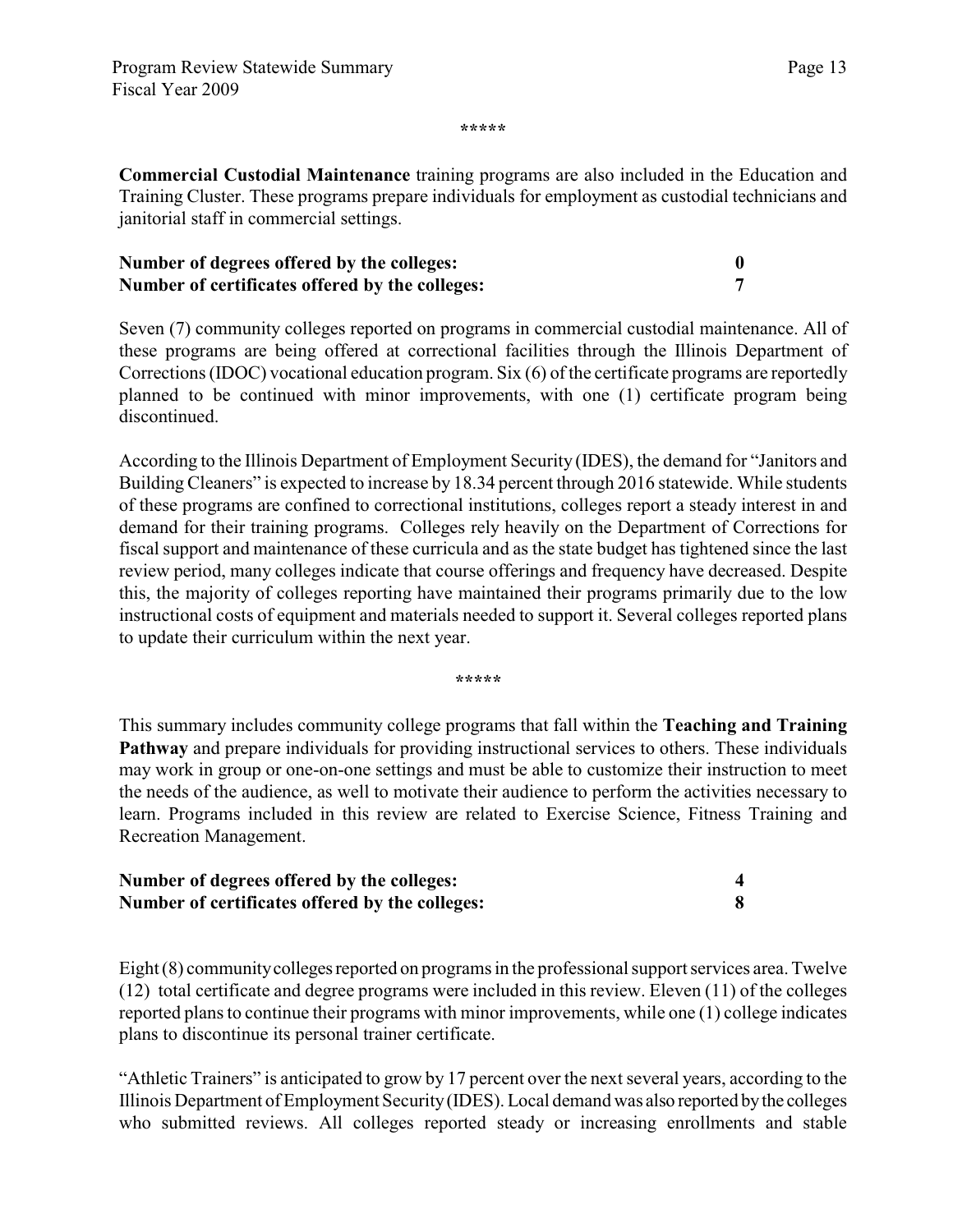\*\*\*\*\*

**Commercial Custodial Maintenance** training programs are also included in the Education and Training Cluster. These programs prepare individuals for employment as custodial technicians and janitorial staff in commercial settings.

**Number of degrees offered by the colleges: 0**
**Number of certificates offered by the colleges: 7**

Seven (7) community colleges reported on programs in commercial custodial maintenance. All of these programs are being offered at correctional facilities through the Illinois Department of Corrections (IDOC) vocational education program. Six (6) of the certificate programs are reportedly planned to be continued with minor improvements, with one (1) certificate program being discontinued.

According to the Illinois Department of Employment Security (IDES), the demand for "Janitors and Building Cleaners" is expected to increase by 18.34 percent through 2016 statewide. While students of these programs are confined to correctional institutions, colleges report a steady interest in and demand for their training programs. Colleges rely heavily on the Department of Corrections for fiscal support and maintenance of these curricula and as the state budget has tightened since the last review period, many colleges indicate that course offerings and frequency have decreased. Despite this, the majority of colleges reporting have maintained their programs primarily due to the low instructional costs of equipment and materials needed to support it. Several colleges reported plans to update their curriculum within the next year.

\*\*\*\*\*

This summary includes community college programs that fall within the **Teaching and Training Pathway** and prepare individuals for providing instructional services to others. These individuals may work in group or one-on-one settings and must be able to customize their instruction to meet the needs of the audience, as well to motivate their audience to perform the activities necessary to learn. Programs included in this review are related to Exercise Science, Fitness Training and Recreation Management.

**Number of degrees offered by the colleges: 4**
**Number of certificates offered by the colleges: 8**

Eight (8) community colleges reported on programs in the professional support services area. Twelve (12) total certificate and degree programs were included in this review. Eleven (11) of the colleges reported plans to continue their programs with minor improvements, while one (1) college indicates plans to discontinue its personal trainer certificate.

"Athletic Trainers" is anticipated to grow by 17 percent over the next several years, according to the Illinois Department of Employment Security (IDES). Local demand was also reported by the colleges who submitted reviews. All colleges reported steady or increasing enrollments and stable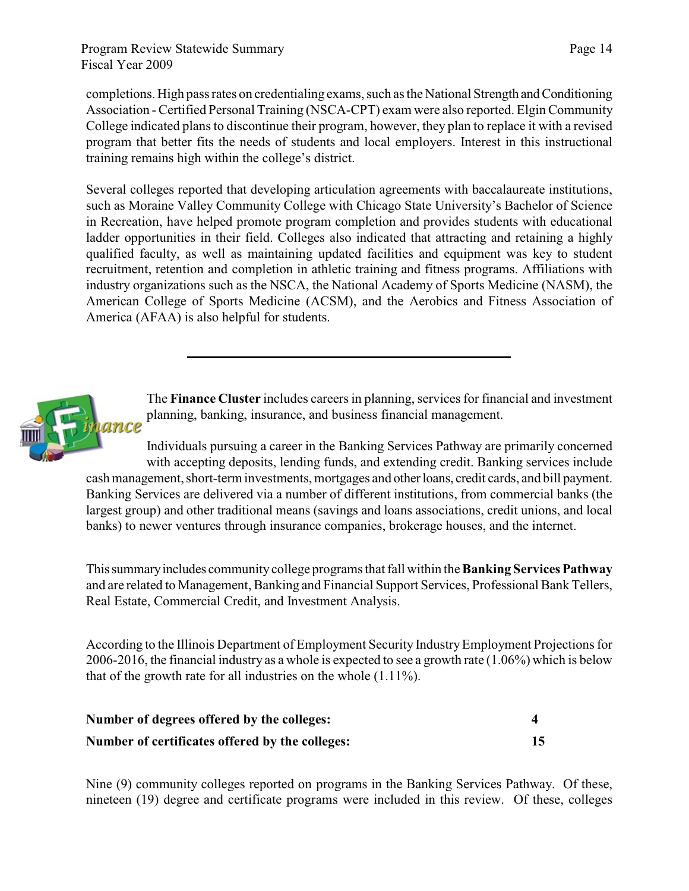completions. High pass rates on credentialing exams, such as the National Strength and Conditioning Association - Certified Personal Training (NSCA-CPT) exam were also reported. Elgin Community College indicated plans to discontinue their program, however, they plan to replace it with a revised program that better fits the needs of students and local employers. Interest in this instructional training remains high within the college's district.

Several colleges reported that developing articulation agreements with baccalaureate institutions, such as Moraine Valley Community College with Chicago State University's Bachelor of Science in Recreation, have helped promote program completion and provides students with educational ladder opportunities in their field. Colleges also indicated that attracting and retaining a highly qualified faculty, as well as maintaining updated facilities and equipment was key to student recruitment, retention and completion in athletic training and fitness programs. Affiliations with industry organizations such as the NSCA, the National Academy of Sports Medicine (NASM), the American College of Sports Medicine (ACSM), and the Aerobics and Fitness Association of America (AFAA) is also helpful for students.

---

The **Finance Cluster** includes careers in planning, services for financial and investment planning, banking, insurance, and business financial management.

Individuals pursuing a career in the Banking Services Pathway are primarily concerned with accepting deposits, lending funds, and extending credit. Banking services include cash management, short-term investments, mortgages and other loans, credit cards, and bill payment. Banking Services are delivered via a number of different institutions, from commercial banks (the largest group) and other traditional means (savings and loans associations, credit unions, and local banks) to newer ventures through insurance companies, brokerage houses, and the internet.

This summary includes community college programs that fall within the **Banking Services Pathway** and are related to Management, Banking and Financial Support Services, Professional Bank Tellers, Real Estate, Commercial Credit, and Investment Analysis.

According to the Illinois Department of Employment Security Industry Employment Projections for 2006-2016, the financial industry as a whole is expected to see a growth rate (1.06%) which is below that of the growth rate for all industries on the whole (1.11%).

**Number of degrees offered by the colleges:** **4**

**Number of certificates offered by the colleges:** **15**

Nine (9) community colleges reported on programs in the Banking Services Pathway. Of these, nineteen (19) degree and certificate programs were included in this review. Of these, colleges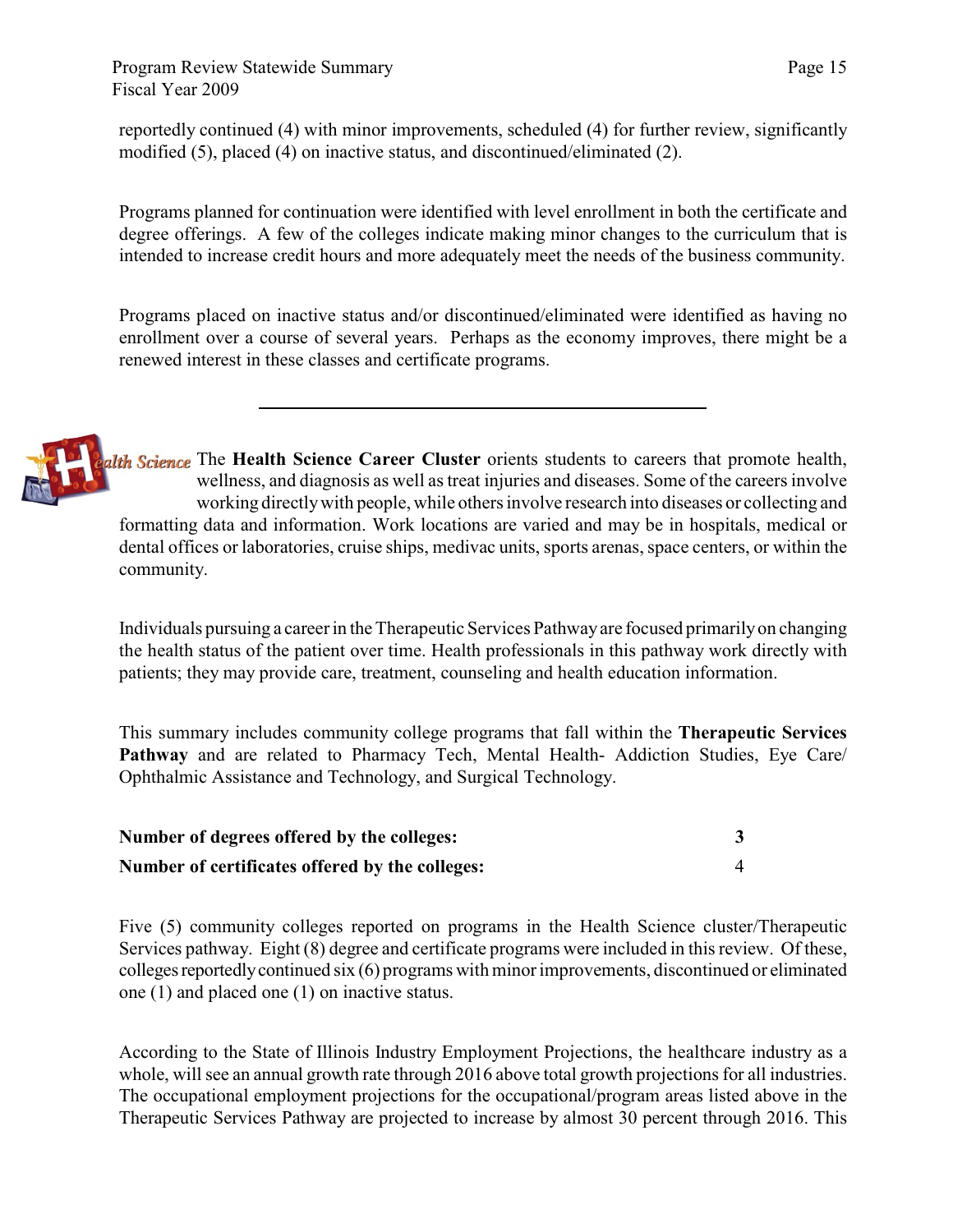reportedly continued (4) with minor improvements, scheduled (4) for further review, significantly modified (5), placed (4) on inactive status, and discontinued/eliminated (2).

Programs planned for continuation were identified with level enrollment in both the certificate and degree offerings. A few of the colleges indicate making minor changes to the curriculum that is intended to increase credit hours and more adequately meet the needs of the business community.

Programs placed on inactive status and/or discontinued/eliminated were identified as having no enrollment over a course of several years. Perhaps as the economy improves, there might be a renewed interest in these classes and certificate programs.

---

*Health Science* The **Health Science Career Cluster** orients students to careers that promote health, wellness, and diagnosis as well as treat injuries and diseases. Some of the careers involve working directly with people, while others involve research into diseases or collecting and formatting data and information. Work locations are varied and may be in hospitals, medical or dental offices or laboratories, cruise ships, medivac units, sports arenas, space centers, or within the community.

Individuals pursuing a career in the Therapeutic Services Pathway are focused primarily on changing the health status of the patient over time. Health professionals in this pathway work directly with patients; they may provide care, treatment, counseling and health education information.

This summary includes community college programs that fall within the **Therapeutic Services Pathway** and are related to Pharmacy Tech, Mental Health- Addiction Studies, Eye Care/ Ophthalmic Assistance and Technology, and Surgical Technology.

**Number of degrees offered by the colleges:** **3**

**Number of certificates offered by the colleges:** 4

Five (5) community colleges reported on programs in the Health Science cluster/Therapeutic Services pathway. Eight (8) degree and certificate programs were included in this review. Of these, colleges reportedly continued six (6) programs with minor improvements, discontinued or eliminated one (1) and placed one (1) on inactive status.

According to the State of Illinois Industry Employment Projections, the healthcare industry as a whole, will see an annual growth rate through 2016 above total growth projections for all industries. The occupational employment projections for the occupational/program areas listed above in the Therapeutic Services Pathway are projected to increase by almost 30 percent through 2016. This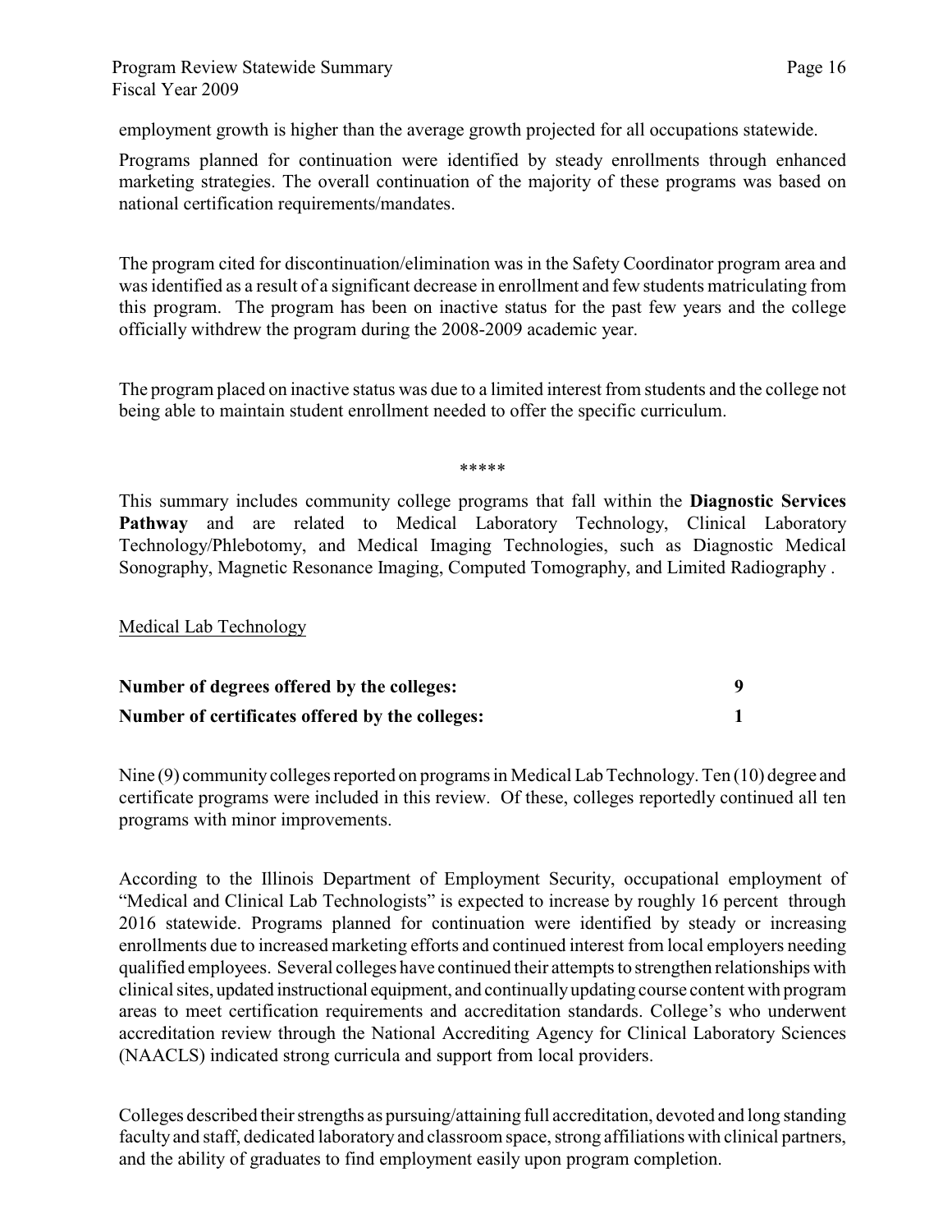employment growth is higher than the average growth projected for all occupations statewide.

Programs planned for continuation were identified by steady enrollments through enhanced marketing strategies. The overall continuation of the majority of these programs was based on national certification requirements/mandates.

The program cited for discontinuation/elimination was in the Safety Coordinator program area and was identified as a result of a significant decrease in enrollment and few students matriculating from this program. The program has been on inactive status for the past few years and the college officially withdrew the program during the 2008-2009 academic year.

The program placed on inactive status was due to a limited interest from students and the college not being able to maintain student enrollment needed to offer the specific curriculum.

\*\*\*\*\*

This summary includes community college programs that fall within the **Diagnostic Services Pathway** and are related to Medical Laboratory Technology, Clinical Laboratory Technology/Phlebotomy, and Medical Imaging Technologies, such as Diagnostic Medical Sonography, Magnetic Resonance Imaging, Computed Tomography, and Limited Radiography .

<u>Medical Lab Technology</u>

| | |
|---|---|
| **Number of degrees offered by the colleges:** | **9** |
| **Number of certificates offered by the colleges:** | **1** |

Nine (9) community colleges reported on programs in Medical Lab Technology. Ten (10) degree and certificate programs were included in this review. Of these, colleges reportedly continued all ten programs with minor improvements.

According to the Illinois Department of Employment Security, occupational employment of "Medical and Clinical Lab Technologists" is expected to increase by roughly 16 percent through 2016 statewide. Programs planned for continuation were identified by steady or increasing enrollments due to increased marketing efforts and continued interest from local employers needing qualified employees. Several colleges have continued their attempts to strengthen relationships with clinical sites, updated instructional equipment, and continually updating course content with program areas to meet certification requirements and accreditation standards. College's who underwent accreditation review through the National Accrediting Agency for Clinical Laboratory Sciences (NAACLS) indicated strong curricula and support from local providers.

Colleges described their strengths as pursuing/attaining full accreditation, devoted and long standing faculty and staff, dedicated laboratory and classroom space, strong affiliations with clinical partners, and the ability of graduates to find employment easily upon program completion.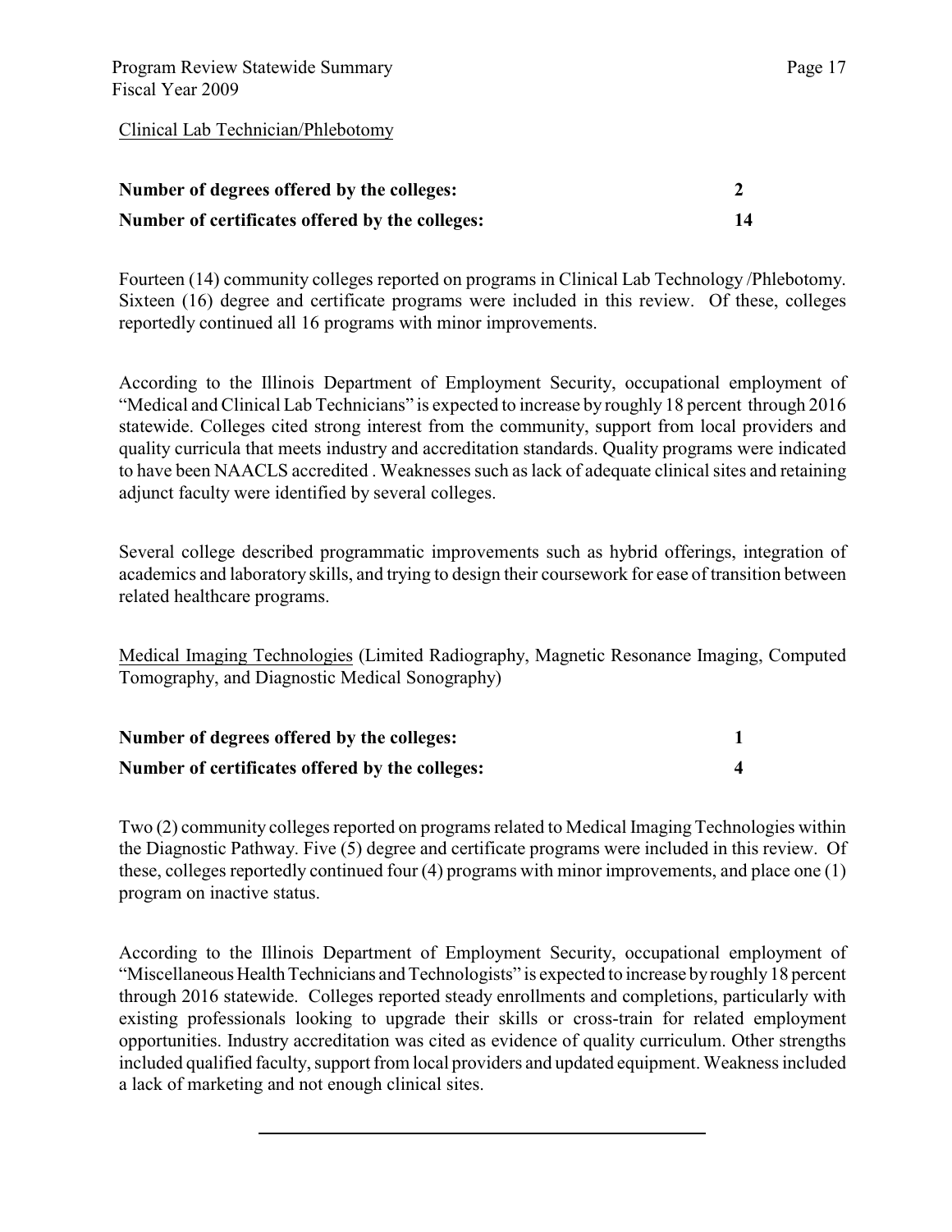Clinical Lab Technician/Phlebotomy

| | |
|---|---|
| **Number of degrees offered by the colleges:** | **2** |
| **Number of certificates offered by the colleges:** | **14** |

Fourteen (14) community colleges reported on programs in Clinical Lab Technology /Phlebotomy. Sixteen (16) degree and certificate programs were included in this review. Of these, colleges reportedly continued all 16 programs with minor improvements.

According to the Illinois Department of Employment Security, occupational employment of "Medical and Clinical Lab Technicians" is expected to increase by roughly 18 percent through 2016 statewide. Colleges cited strong interest from the community, support from local providers and quality curricula that meets industry and accreditation standards. Quality programs were indicated to have been NAACLS accredited . Weaknesses such as lack of adequate clinical sites and retaining adjunct faculty were identified by several colleges.

Several college described programmatic improvements such as hybrid offerings, integration of academics and laboratory skills, and trying to design their coursework for ease of transition between related healthcare programs.

Medical Imaging Technologies (Limited Radiography, Magnetic Resonance Imaging, Computed Tomography, and Diagnostic Medical Sonography)

| | |
|---|---|
| **Number of degrees offered by the colleges:** | **1** |
| **Number of certificates offered by the colleges:** | **4** |

Two (2) community colleges reported on programs related to Medical Imaging Technologies within the Diagnostic Pathway. Five (5) degree and certificate programs were included in this review. Of these, colleges reportedly continued four (4) programs with minor improvements, and place one (1) program on inactive status.

According to the Illinois Department of Employment Security, occupational employment of "Miscellaneous Health Technicians and Technologists" is expected to increase by roughly 18 percent through 2016 statewide. Colleges reported steady enrollments and completions, particularly with existing professionals looking to upgrade their skills or cross-train for related employment opportunities. Industry accreditation was cited as evidence of quality curriculum. Other strengths included qualified faculty, support from local providers and updated equipment. Weakness included a lack of marketing and not enough clinical sites.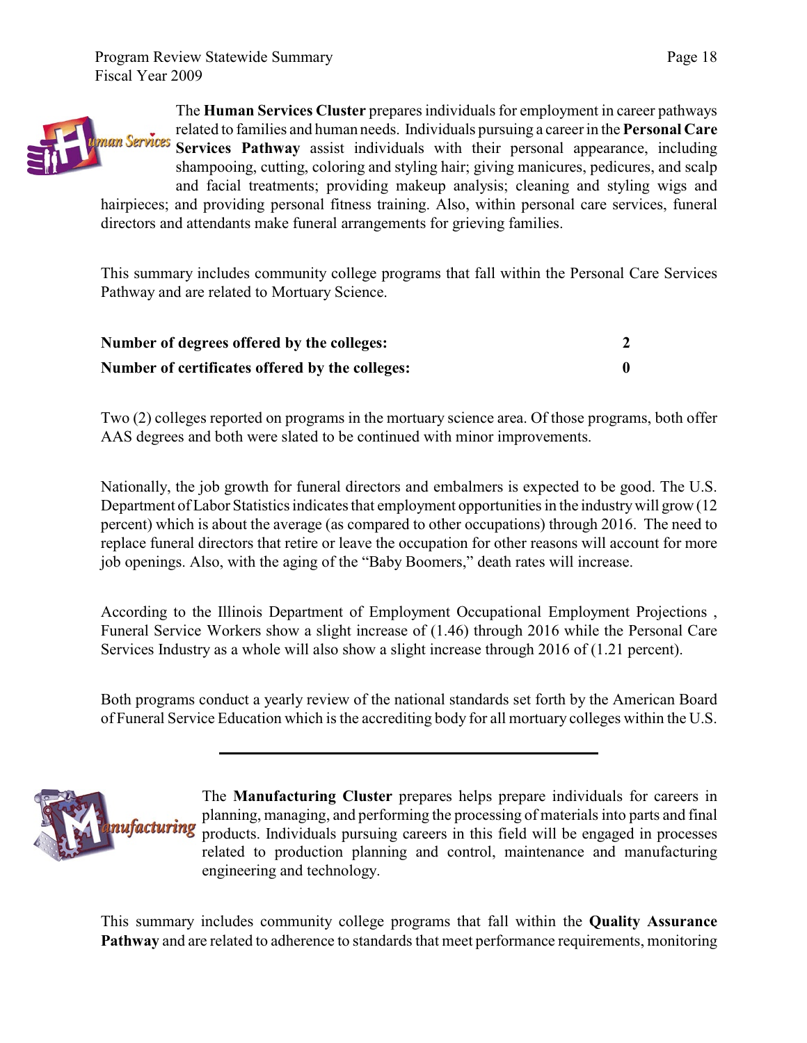The **Human Services Cluster** prepares individuals for employment in career pathways related to families and human needs. Individuals pursuing a career in the **Personal Care Services Pathway** assist individuals with their personal appearance, including shampooing, cutting, coloring and styling hair; giving manicures, pedicures, and scalp and facial treatments; providing makeup analysis; cleaning and styling wigs and hairpieces; and providing personal fitness training. Also, within personal care services, funeral directors and attendants make funeral arrangements for grieving families.

This summary includes community college programs that fall within the Personal Care Services Pathway and are related to Mortuary Science.

| | |
|---|---|
| **Number of degrees offered by the colleges:** | **2** |
| **Number of certificates offered by the colleges:** | **0** |

Two (2) colleges reported on programs in the mortuary science area. Of those programs, both offer AAS degrees and both were slated to be continued with minor improvements.

Nationally, the job growth for funeral directors and embalmers is expected to be good. The U.S. Department of Labor Statistics indicates that employment opportunities in the industry will grow (12 percent) which is about the average (as compared to other occupations) through 2016. The need to replace funeral directors that retire or leave the occupation for other reasons will account for more job openings. Also, with the aging of the "Baby Boomers," death rates will increase.

According to the Illinois Department of Employment Occupational Employment Projections , Funeral Service Workers show a slight increase of (1.46) through 2016 while the Personal Care Services Industry as a whole will also show a slight increase through 2016 of (1.21 percent).

Both programs conduct a yearly review of the national standards set forth by the American Board of Funeral Service Education which is the accrediting body for all mortuary colleges within the U.S.

---

The **Manufacturing Cluster** prepares helps prepare individuals for careers in planning, managing, and performing the processing of materials into parts and final products. Individuals pursuing careers in this field will be engaged in processes related to production planning and control, maintenance and manufacturing engineering and technology.

This summary includes community college programs that fall within the **Quality Assurance Pathway** and are related to adherence to standards that meet performance requirements, monitoring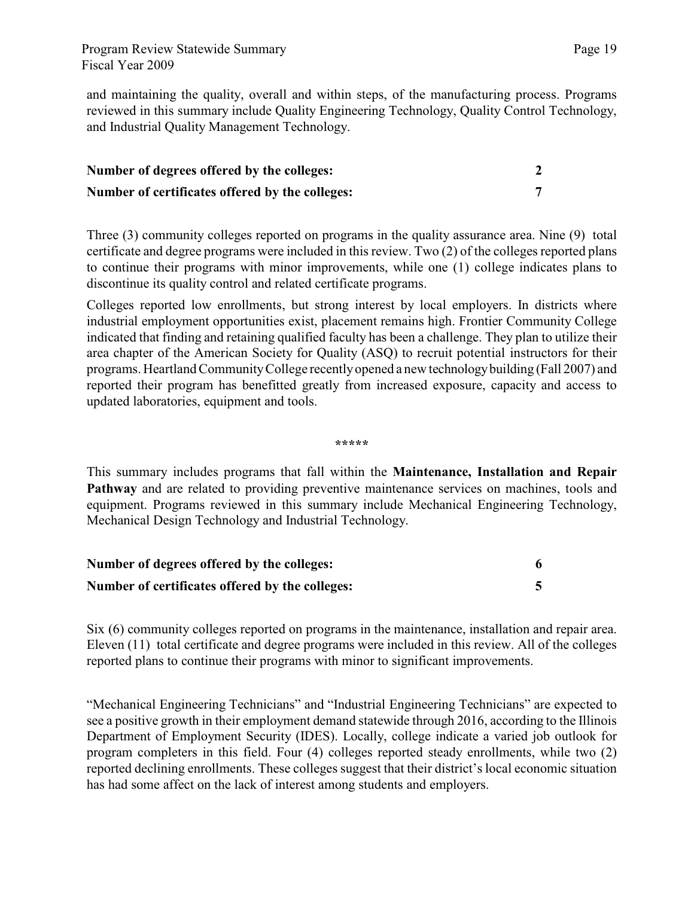and maintaining the quality, overall and within steps, of the manufacturing process. Programs reviewed in this summary include Quality Engineering Technology, Quality Control Technology, and Industrial Quality Management Technology.

| | |
|---|---|
| **Number of degrees offered by the colleges:** | **2** |
| **Number of certificates offered by the colleges:** | **7** |

Three (3) community colleges reported on programs in the quality assurance area. Nine (9) total certificate and degree programs were included in this review. Two (2) of the colleges reported plans to continue their programs with minor improvements, while one (1) college indicates plans to discontinue its quality control and related certificate programs.

Colleges reported low enrollments, but strong interest by local employers. In districts where industrial employment opportunities exist, placement remains high. Frontier Community College indicated that finding and retaining qualified faculty has been a challenge. They plan to utilize their area chapter of the American Society for Quality (ASQ) to recruit potential instructors for their programs. Heartland Community College recently opened a new technology building (Fall 2007) and reported their program has benefitted greatly from increased exposure, capacity and access to updated laboratories, equipment and tools.

*****

This summary includes programs that fall within the **Maintenance, Installation and Repair Pathway** and are related to providing preventive maintenance services on machines, tools and equipment. Programs reviewed in this summary include Mechanical Engineering Technology, Mechanical Design Technology and Industrial Technology.

| | |
|---|---|
| **Number of degrees offered by the colleges:** | **6** |
| **Number of certificates offered by the colleges:** | **5** |

Six (6) community colleges reported on programs in the maintenance, installation and repair area. Eleven (11) total certificate and degree programs were included in this review. All of the colleges reported plans to continue their programs with minor to significant improvements.

"Mechanical Engineering Technicians" and "Industrial Engineering Technicians" are expected to see a positive growth in their employment demand statewide through 2016, according to the Illinois Department of Employment Security (IDES). Locally, college indicate a varied job outlook for program completers in this field. Four (4) colleges reported steady enrollments, while two (2) reported declining enrollments. These colleges suggest that their district's local economic situation has had some affect on the lack of interest among students and employers.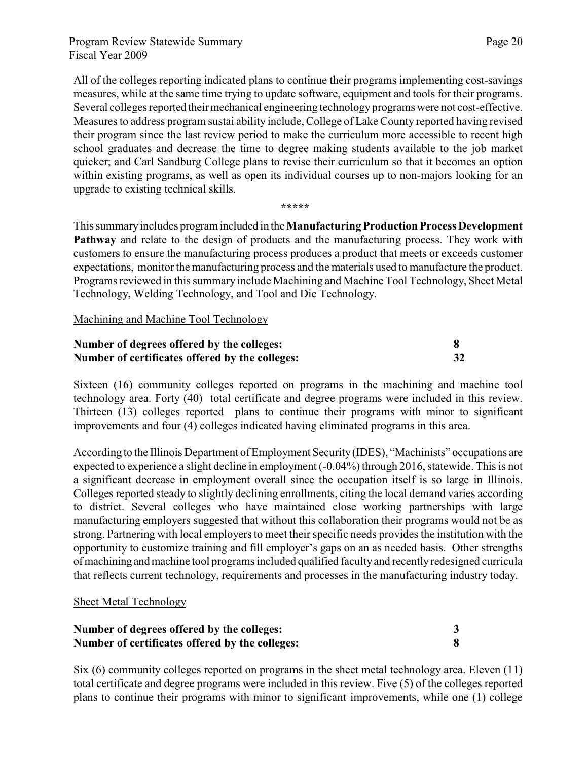All of the colleges reporting indicated plans to continue their programs implementing cost-savings measures, while at the same time trying to update software, equipment and tools for their programs. Several colleges reported their mechanical engineering technology programs were not cost-effective. Measures to address program sustai ability include, College of Lake County reported having revised their program since the last review period to make the curriculum more accessible to recent high school graduates and decrease the time to degree making students available to the job market quicker; and Carl Sandburg College plans to revise their curriculum so that it becomes an option within existing programs, as well as open its individual courses up to non-majors looking for an upgrade to existing technical skills.

\*\*\*\*\*

This summary includes program included in the **Manufacturing Production Process Development Pathway** and relate to the design of products and the manufacturing process. They work with customers to ensure the manufacturing process produces a product that meets or exceeds customer expectations, monitor the manufacturing process and the materials used to manufacture the product. Programs reviewed in this summary include Machining and Machine Tool Technology, Sheet Metal Technology, Welding Technology, and Tool and Die Technology.

Machining and Machine Tool Technology

**Number of degrees offered by the colleges: 8**
**Number of certificates offered by the colleges: 32**

Sixteen (16) community colleges reported on programs in the machining and machine tool technology area. Forty (40) total certificate and degree programs were included in this review. Thirteen (13) colleges reported plans to continue their programs with minor to significant improvements and four (4) colleges indicated having eliminated programs in this area.

According to the Illinois Department of Employment Security (IDES), "Machinists" occupations are expected to experience a slight decline in employment (-0.04%) through 2016, statewide. This is not a significant decrease in employment overall since the occupation itself is so large in Illinois. Colleges reported steady to slightly declining enrollments, citing the local demand varies according to district. Several colleges who have maintained close working partnerships with large manufacturing employers suggested that without this collaboration their programs would not be as strong. Partnering with local employers to meet their specific needs provides the institution with the opportunity to customize training and fill employer's gaps on an as needed basis. Other strengths of machining and machine tool programs included qualified faculty and recently redesigned curricula that reflects current technology, requirements and processes in the manufacturing industry today.

Sheet Metal Technology

**Number of degrees offered by the colleges: 3**
**Number of certificates offered by the colleges: 8**

Six (6) community colleges reported on programs in the sheet metal technology area. Eleven (11) total certificate and degree programs were included in this review. Five (5) of the colleges reported plans to continue their programs with minor to significant improvements, while one (1) college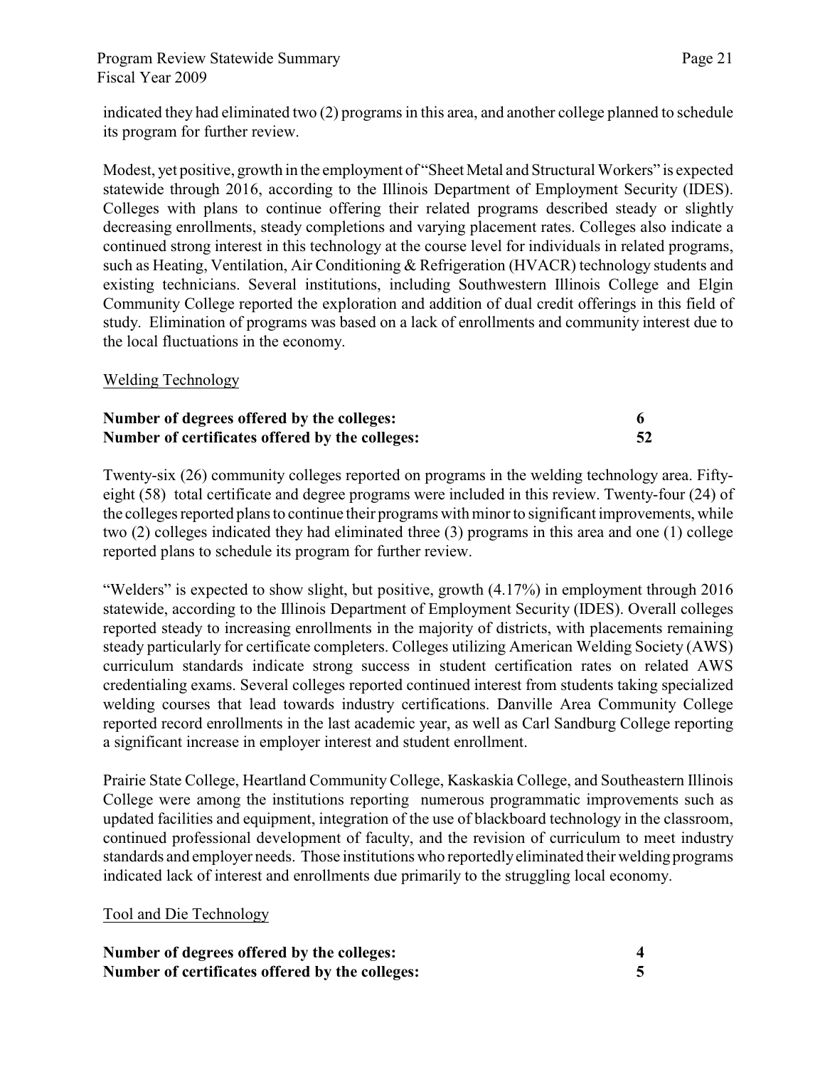indicated they had eliminated two (2) programs in this area, and another college planned to schedule its program for further review.

Modest, yet positive, growth in the employment of "Sheet Metal and Structural Workers" is expected statewide through 2016, according to the Illinois Department of Employment Security (IDES). Colleges with plans to continue offering their related programs described steady or slightly decreasing enrollments, steady completions and varying placement rates. Colleges also indicate a continued strong interest in this technology at the course level for individuals in related programs, such as Heating, Ventilation, Air Conditioning & Refrigeration (HVACR) technology students and existing technicians. Several institutions, including Southwestern Illinois College and Elgin Community College reported the exploration and addition of dual credit offerings in this field of study. Elimination of programs was based on a lack of enrollments and community interest due to the local fluctuations in the economy.

Welding Technology

| | |
|---|---|
| **Number of degrees offered by the colleges:** | **6** |
| **Number of certificates offered by the colleges:** | **52** |

Twenty-six (26) community colleges reported on programs in the welding technology area. Fifty-eight (58) total certificate and degree programs were included in this review. Twenty-four (24) of the colleges reported plans to continue their programs with minor to significant improvements, while two (2) colleges indicated they had eliminated three (3) programs in this area and one (1) college reported plans to schedule its program for further review.

"Welders" is expected to show slight, but positive, growth (4.17%) in employment through 2016 statewide, according to the Illinois Department of Employment Security (IDES). Overall colleges reported steady to increasing enrollments in the majority of districts, with placements remaining steady particularly for certificate completers. Colleges utilizing American Welding Society (AWS) curriculum standards indicate strong success in student certification rates on related AWS credentialing exams. Several colleges reported continued interest from students taking specialized welding courses that lead towards industry certifications. Danville Area Community College reported record enrollments in the last academic year, as well as Carl Sandburg College reporting a significant increase in employer interest and student enrollment.

Prairie State College, Heartland Community College, Kaskaskia College, and Southeastern Illinois College were among the institutions reporting numerous programmatic improvements such as updated facilities and equipment, integration of the use of blackboard technology in the classroom, continued professional development of faculty, and the revision of curriculum to meet industry standards and employer needs. Those institutions who reportedly eliminated their welding programs indicated lack of interest and enrollments due primarily to the struggling local economy.

Tool and Die Technology

| | |
|---|---|
| **Number of degrees offered by the colleges:** | **4** |
| **Number of certificates offered by the colleges:** | **5** |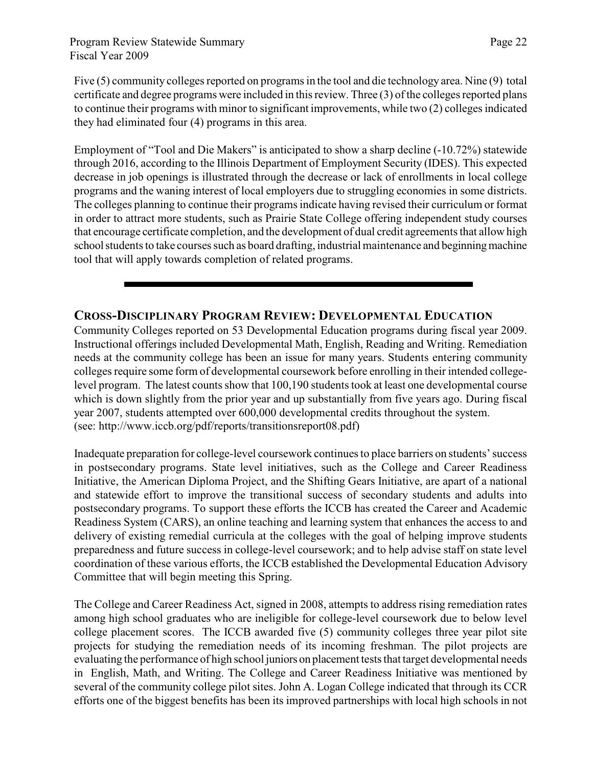Five (5) community colleges reported on programs in the tool and die technology area. Nine (9) total certificate and degree programs were included in this review. Three (3) of the colleges reported plans to continue their programs with minor to significant improvements, while two (2) colleges indicated they had eliminated four (4) programs in this area.

Employment of "Tool and Die Makers" is anticipated to show a sharp decline (-10.72%) statewide through 2016, according to the Illinois Department of Employment Security (IDES). This expected decrease in job openings is illustrated through the decrease or lack of enrollments in local college programs and the waning interest of local employers due to struggling economies in some districts. The colleges planning to continue their programs indicate having revised their curriculum or format in order to attract more students, such as Prairie State College offering independent study courses that encourage certificate completion, and the development of dual credit agreements that allow high school students to take courses such as board drafting, industrial maintenance and beginning machine tool that will apply towards completion of related programs.

---

## Cross-Disciplinary Program Review: Developmental Education

Community Colleges reported on 53 Developmental Education programs during fiscal year 2009. Instructional offerings included Developmental Math, English, Reading and Writing. Remediation needs at the community college has been an issue for many years. Students entering community colleges require some form of developmental coursework before enrolling in their intended college-level program. The latest counts show that 100,190 students took at least one developmental course which is down slightly from the prior year and up substantially from five years ago. During fiscal year 2007, students attempted over 600,000 developmental credits throughout the system. (see: http://www.iccb.org/pdf/reports/transitionsreport08.pdf)

Inadequate preparation for college-level coursework continues to place barriers on students' success in postsecondary programs. State level initiatives, such as the College and Career Readiness Initiative, the American Diploma Project, and the Shifting Gears Initiative, are apart of a national and statewide effort to improve the transitional success of secondary students and adults into postsecondary programs. To support these efforts the ICCB has created the Career and Academic Readiness System (CARS), an online teaching and learning system that enhances the access to and delivery of existing remedial curricula at the colleges with the goal of helping improve students preparedness and future success in college-level coursework; and to help advise staff on state level coordination of these various efforts, the ICCB established the Developmental Education Advisory Committee that will begin meeting this Spring.

The College and Career Readiness Act, signed in 2008, attempts to address rising remediation rates among high school graduates who are ineligible for college-level coursework due to below level college placement scores. The ICCB awarded five (5) community colleges three year pilot site projects for studying the remediation needs of its incoming freshman. The pilot projects are evaluating the performance of high school juniors on placement tests that target developmental needs in English, Math, and Writing. The College and Career Readiness Initiative was mentioned by several of the community college pilot sites. John A. Logan College indicated that through its CCR efforts one of the biggest benefits has been its improved partnerships with local high schools in not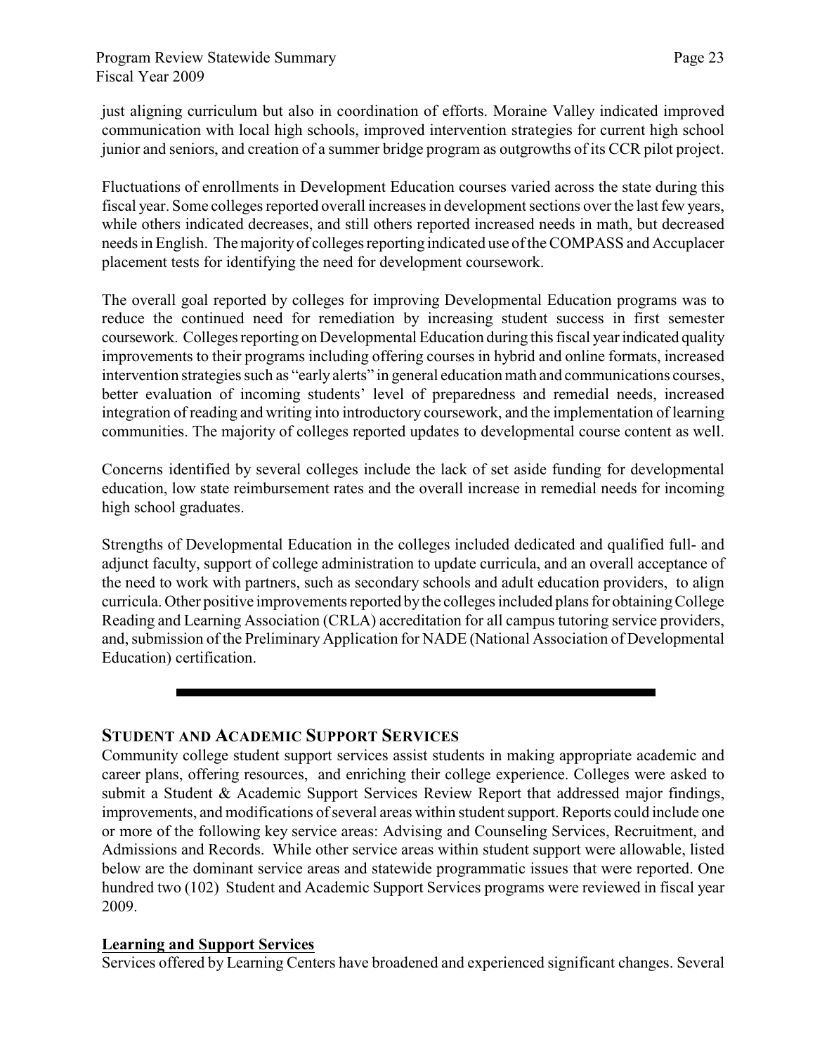just aligning curriculum but also in coordination of efforts. Moraine Valley indicated improved communication with local high schools, improved intervention strategies for current high school junior and seniors, and creation of a summer bridge program as outgrowths of its CCR pilot project.

Fluctuations of enrollments in Development Education courses varied across the state during this fiscal year. Some colleges reported overall increases in development sections over the last few years, while others indicated decreases, and still others reported increased needs in math, but decreased needs in English. The majority of colleges reporting indicated use of the COMPASS and Accuplacer placement tests for identifying the need for development coursework.

The overall goal reported by colleges for improving Developmental Education programs was to reduce the continued need for remediation by increasing student success in first semester coursework. Colleges reporting on Developmental Education during this fiscal year indicated quality improvements to their programs including offering courses in hybrid and online formats, increased intervention strategies such as "early alerts" in general education math and communications courses, better evaluation of incoming students' level of preparedness and remedial needs, increased integration of reading and writing into introductory coursework, and the implementation of learning communities. The majority of colleges reported updates to developmental course content as well.

Concerns identified by several colleges include the lack of set aside funding for developmental education, low state reimbursement rates and the overall increase in remedial needs for incoming high school graduates.

Strengths of Developmental Education in the colleges included dedicated and qualified full- and adjunct faculty, support of college administration to update curricula, and an overall acceptance of the need to work with partners, such as secondary schools and adult education providers, to align curricula. Other positive improvements reported by the colleges included plans for obtaining College Reading and Learning Association (CRLA) accreditation for all campus tutoring service providers, and, submission of the Preliminary Application for NADE (National Association of Developmental Education) certification.

---

## STUDENT AND ACADEMIC SUPPORT SERVICES

Community college student support services assist students in making appropriate academic and career plans, offering resources, and enriching their college experience. Colleges were asked to submit a Student & Academic Support Services Review Report that addressed major findings, improvements, and modifications of several areas within student support. Reports could include one or more of the following key service areas: Advising and Counseling Services, Recruitment, and Admissions and Records. While other service areas within student support were allowable, listed below are the dominant service areas and statewide programmatic issues that were reported. One hundred two (102) Student and Academic Support Services programs were reviewed in fiscal year 2009.

### Learning and Support Services

Services offered by Learning Centers have broadened and experienced significant changes. Several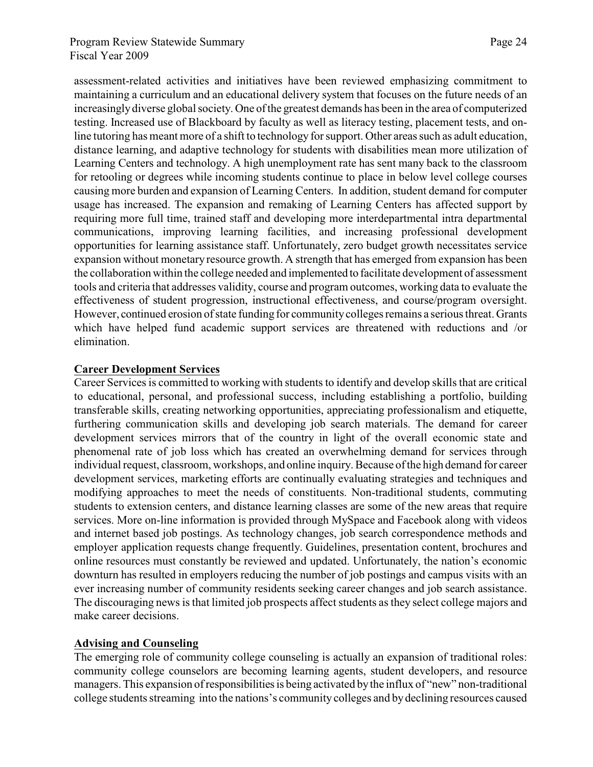assessment-related activities and initiatives have been reviewed emphasizing commitment to maintaining a curriculum and an educational delivery system that focuses on the future needs of an increasingly diverse global society. One of the greatest demands has been in the area of computerized testing. Increased use of Blackboard by faculty as well as literacy testing, placement tests, and on-line tutoring has meant more of a shift to technology for support. Other areas such as adult education, distance learning, and adaptive technology for students with disabilities mean more utilization of Learning Centers and technology. A high unemployment rate has sent many back to the classroom for retooling or degrees while incoming students continue to place in below level college courses causing more burden and expansion of Learning Centers. In addition, student demand for computer usage has increased. The expansion and remaking of Learning Centers has affected support by requiring more full time, trained staff and developing more interdepartmental intra departmental communications, improving learning facilities, and increasing professional development opportunities for learning assistance staff. Unfortunately, zero budget growth necessitates service expansion without monetary resource growth. A strength that has emerged from expansion has been the collaboration within the college needed and implemented to facilitate development of assessment tools and criteria that addresses validity, course and program outcomes, working data to evaluate the effectiveness of student progression, instructional effectiveness, and course/program oversight. However, continued erosion of state funding for community colleges remains a serious threat. Grants which have helped fund academic support services are threatened with reductions and /or elimination.

## Career Development Services

Career Services is committed to working with students to identify and develop skills that are critical to educational, personal, and professional success, including establishing a portfolio, building transferable skills, creating networking opportunities, appreciating professionalism and etiquette, furthering communication skills and developing job search materials. The demand for career development services mirrors that of the country in light of the overall economic state and phenomenal rate of job loss which has created an overwhelming demand for services through individual request, classroom, workshops, and online inquiry. Because of the high demand for career development services, marketing efforts are continually evaluating strategies and techniques and modifying approaches to meet the needs of constituents. Non-traditional students, commuting students to extension centers, and distance learning classes are some of the new areas that require services. More on-line information is provided through MySpace and Facebook along with videos and internet based job postings. As technology changes, job search correspondence methods and employer application requests change frequently. Guidelines, presentation content, brochures and online resources must constantly be reviewed and updated. Unfortunately, the nation's economic downturn has resulted in employers reducing the number of job postings and campus visits with an ever increasing number of community residents seeking career changes and job search assistance. The discouraging news is that limited job prospects affect students as they select college majors and make career decisions.

## Advising and Counseling

The emerging role of community college counseling is actually an expansion of traditional roles: community college counselors are becoming learning agents, student developers, and resource managers. This expansion of responsibilities is being activated by the influx of "new" non-traditional college students streaming into the nations's community colleges and by declining resources caused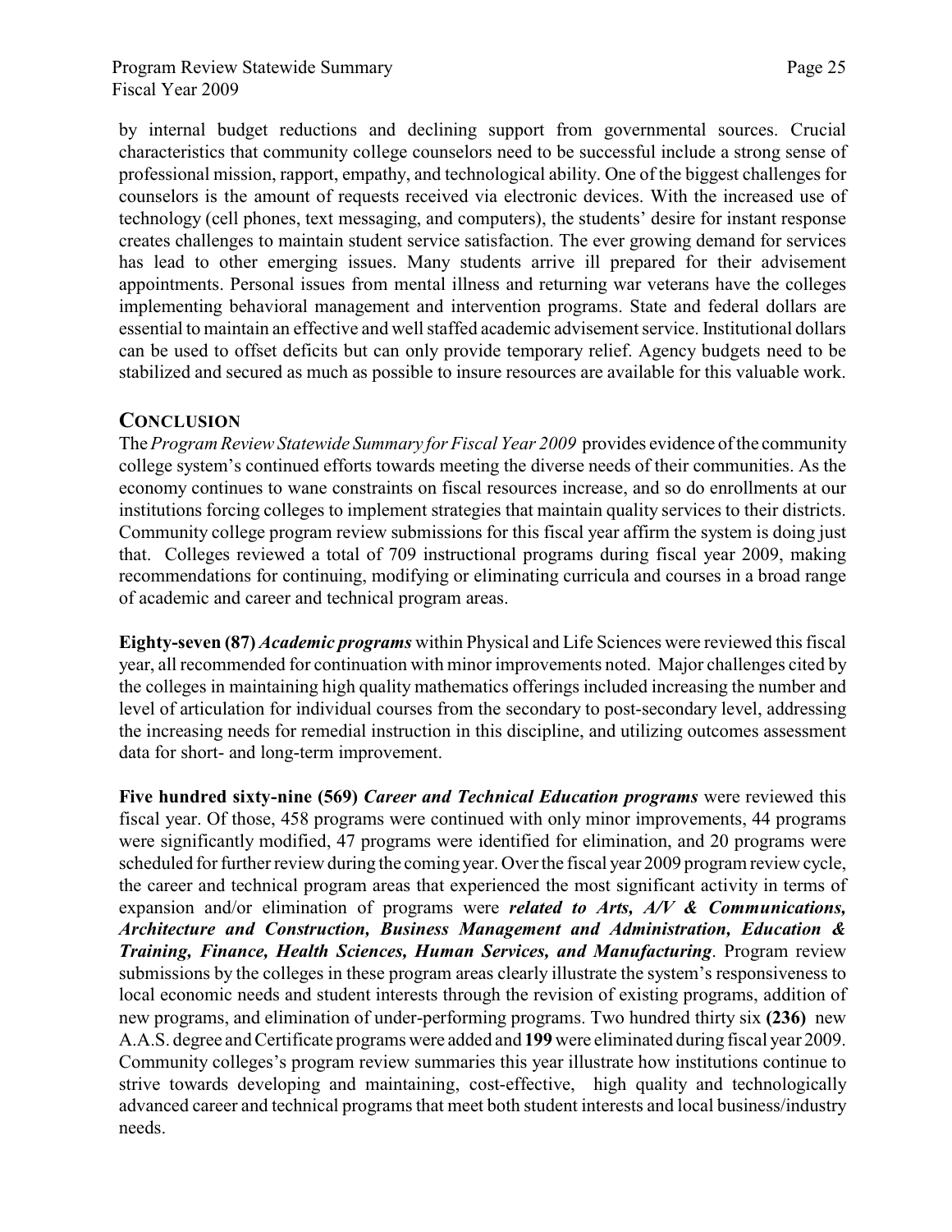by internal budget reductions and declining support from governmental sources. Crucial characteristics that community college counselors need to be successful include a strong sense of professional mission, rapport, empathy, and technological ability. One of the biggest challenges for counselors is the amount of requests received via electronic devices. With the increased use of technology (cell phones, text messaging, and computers), the students' desire for instant response creates challenges to maintain student service satisfaction. The ever growing demand for services has lead to other emerging issues. Many students arrive ill prepared for their advisement appointments. Personal issues from mental illness and returning war veterans have the colleges implementing behavioral management and intervention programs. State and federal dollars are essential to maintain an effective and well staffed academic advisement service. Institutional dollars can be used to offset deficits but can only provide temporary relief. Agency budgets need to be stabilized and secured as much as possible to insure resources are available for this valuable work.

## CONCLUSION

The *Program Review Statewide Summary for Fiscal Year 2009* provides evidence of the community college system's continued efforts towards meeting the diverse needs of their communities. As the economy continues to wane constraints on fiscal resources increase, and so do enrollments at our institutions forcing colleges to implement strategies that maintain quality services to their districts. Community college program review submissions for this fiscal year affirm the system is doing just that. Colleges reviewed a total of 709 instructional programs during fiscal year 2009, making recommendations for continuing, modifying or eliminating curricula and courses in a broad range of academic and career and technical program areas.

**Eighty-seven (87)** ***Academic programs*** within Physical and Life Sciences were reviewed this fiscal year, all recommended for continuation with minor improvements noted. Major challenges cited by the colleges in maintaining high quality mathematics offerings included increasing the number and level of articulation for individual courses from the secondary to post-secondary level, addressing the increasing needs for remedial instruction in this discipline, and utilizing outcomes assessment data for short- and long-term improvement.

**Five hundred sixty-nine (569)** ***Career and Technical Education programs*** were reviewed this fiscal year. Of those, 458 programs were continued with only minor improvements, 44 programs were significantly modified, 47 programs were identified for elimination, and 20 programs were scheduled for further review during the coming year. Over the fiscal year 2009 program review cycle, the career and technical program areas that experienced the most significant activity in terms of expansion and/or elimination of programs were ***related to Arts, A/V & Communications, Architecture and Construction, Business Management and Administration, Education & Training, Finance, Health Sciences, Human Services, and Manufacturing***. Program review submissions by the colleges in these program areas clearly illustrate the system's responsiveness to local economic needs and student interests through the revision of existing programs, addition of new programs, and elimination of under-performing programs. Two hundred thirty six **(236)** new A.A.S. degree and Certificate programs were added and **199** were eliminated during fiscal year 2009. Community colleges's program review summaries this year illustrate how institutions continue to strive towards developing and maintaining, cost-effective, high quality and technologically advanced career and technical programs that meet both student interests and local business/industry needs.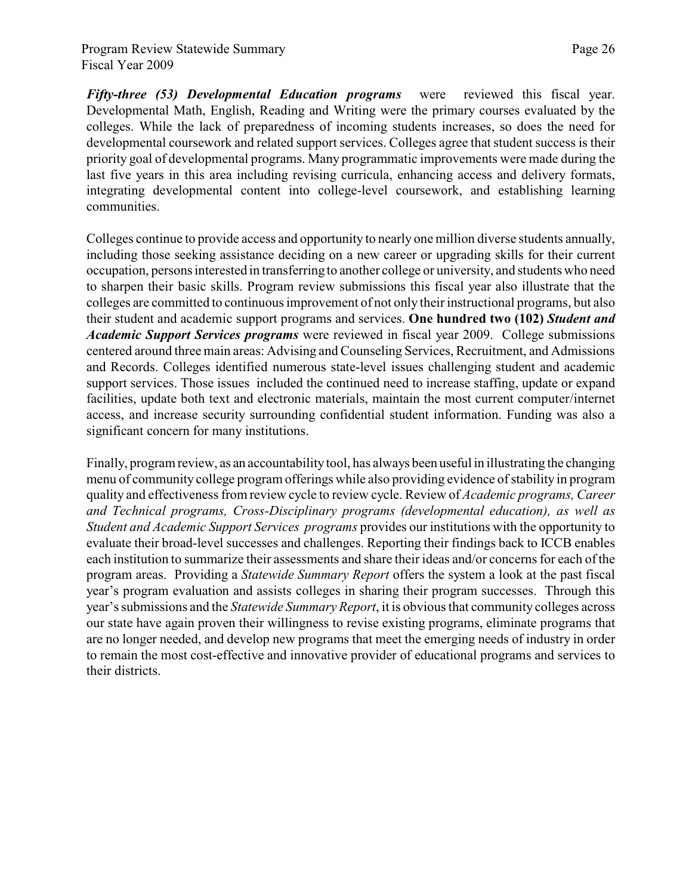***Fifty-three (53) Developmental Education programs*** were reviewed this fiscal year. Developmental Math, English, Reading and Writing were the primary courses evaluated by the colleges. While the lack of preparedness of incoming students increases, so does the need for developmental coursework and related support services. Colleges agree that student success is their priority goal of developmental programs. Many programmatic improvements were made during the last five years in this area including revising curricula, enhancing access and delivery formats, integrating developmental content into college-level coursework, and establishing learning communities.

Colleges continue to provide access and opportunity to nearly one million diverse students annually, including those seeking assistance deciding on a new career or upgrading skills for their current occupation, persons interested in transferring to another college or university, and students who need to sharpen their basic skills. Program review submissions this fiscal year also illustrate that the colleges are committed to continuous improvement of not only their instructional programs, but also their student and academic support programs and services. **One hundred two (102)** ***Student and Academic Support Services programs*** were reviewed in fiscal year 2009. College submissions centered around three main areas: Advising and Counseling Services, Recruitment, and Admissions and Records. Colleges identified numerous state-level issues challenging student and academic support services. Those issues included the continued need to increase staffing, update or expand facilities, update both text and electronic materials, maintain the most current computer/internet access, and increase security surrounding confidential student information. Funding was also a significant concern for many institutions.

Finally, program review, as an accountability tool, has always been useful in illustrating the changing menu of community college program offerings while also providing evidence of stability in program quality and effectiveness from review cycle to review cycle. Review of *Academic programs, Career and Technical programs, Cross-Disciplinary programs (developmental education), as well as Student and Academic Support Services programs* provides our institutions with the opportunity to evaluate their broad-level successes and challenges. Reporting their findings back to ICCB enables each institution to summarize their assessments and share their ideas and/or concerns for each of the program areas. Providing a *Statewide Summary Report* offers the system a look at the past fiscal year's program evaluation and assists colleges in sharing their program successes. Through this year's submissions and the *Statewide Summary Report*, it is obvious that community colleges across our state have again proven their willingness to revise existing programs, eliminate programs that are no longer needed, and develop new programs that meet the emerging needs of industry in order to remain the most cost-effective and innovative provider of educational programs and services to their districts.